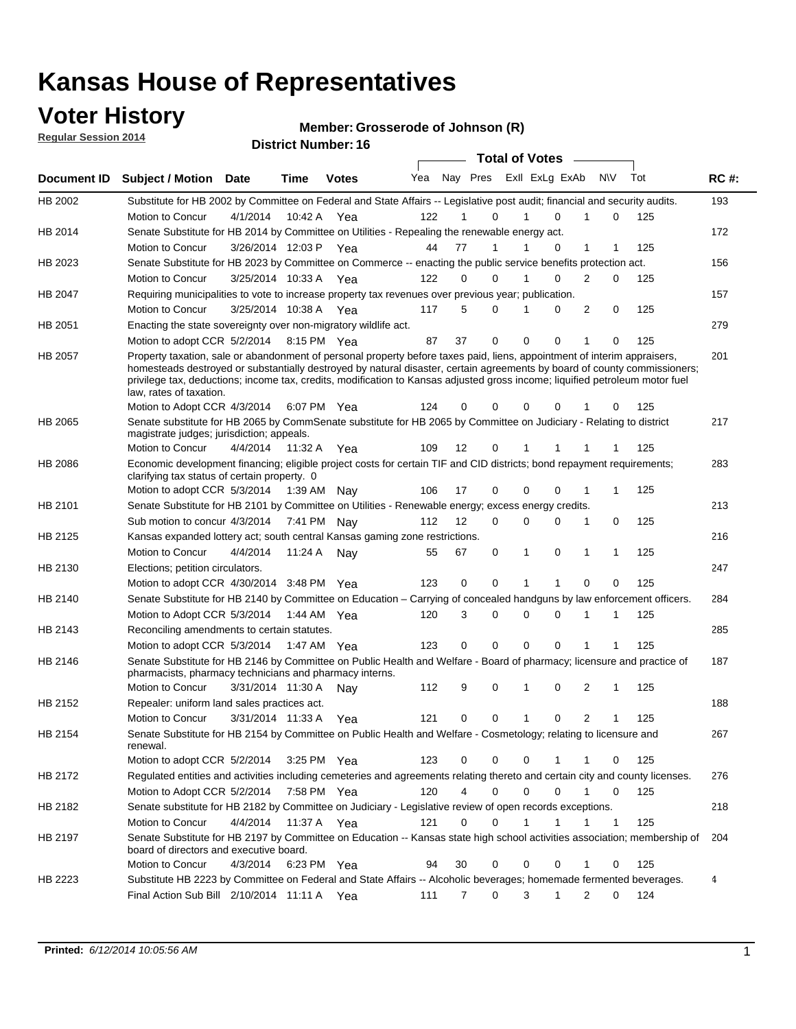# Kansas House of Representatives

## Voter History

**Regular Session 2014**

**Member: Grosserode of Johnson (R)**

**District Number: 16**

| Document ID | Subject / Motion | Date | Time | Votes | Yea | Nay | Pres | ExII | ExLg | ExAb | N\V | Tot | RC #: |
|---|---|---|---|---|---|---|---|---|---|---|---|---|---|
| HB 2002 | Substitute for HB 2002 by Committee on Federal and State Affairs -- Legislative post audit; financial and security audits. | | | | | | | | | | | | 193 |
| | Motion to Concur | 4/1/2014 | 10:42 A | Yea | 122 | 1 | 0 | 1 | 0 | 1 | 0 | 125 | |
| HB 2014 | Senate Substitute for HB 2014 by Committee on Utilities - Repealing the renewable energy act. | | | | | | | | | | | | 172 |
| | Motion to Concur | 3/26/2014 | 12:03 P | Yea | 44 | 77 | 1 | 1 | 0 | 1 | 1 | 125 | |
| HB 2023 | Senate Substitute for HB 2023 by Committee on Commerce -- enacting the public service benefits protection act. | | | | | | | | | | | | 156 |
| | Motion to Concur | 3/25/2014 | 10:33 A | Yea | 122 | 0 | 0 | 1 | 0 | 2 | 0 | 125 | |
| HB 2047 | Requiring municipalities to vote to increase property tax revenues over previous year; publication. | | | | | | | | | | | | 157 |
| | Motion to Concur | 3/25/2014 | 10:38 A | Yea | 117 | 5 | 0 | 1 | 0 | 2 | 0 | 125 | |
| HB 2051 | Enacting the state sovereignty over non-migratory wildlife act. | | | | | | | | | | | | 279 |
| | Motion to adopt CCR | 5/2/2014 | 8:15 PM | Yea | 87 | 37 | 0 | 0 | 0 | 1 | 0 | 125 | |
| HB 2057 | Property taxation, sale or abandonment of personal property before taxes paid, liens, appointment of interim appraisers, homesteads destroyed or substantially destroyed by natural disaster, certain agreements by board of county commissioners; privilege tax, deductions; income tax, credits, modification to Kansas adjusted gross income; liquified petroleum motor fuel law, rates of taxation. | | | | | | | | | | | | 201 |
| | Motion to Adopt CCR | 4/3/2014 | 6:07 PM | Yea | 124 | 0 | 0 | 0 | 0 | 1 | 0 | 125 | |
| HB 2065 | Senate substitute for HB 2065 by CommSenate substitute for HB 2065 by Committee on Judiciary - Relating to district magistrate judges; jurisdiction; appeals. | | | | | | | | | | | | 217 |
| | Motion to Concur | 4/4/2014 | 11:32 A | Yea | 109 | 12 | 0 | 1 | 1 | 1 | 1 | 125 | |
| HB 2086 | Economic development financing; eligible project costs for certain TIF and CID districts; bond repayment requirements; clarifying tax status of certain property. 0 | | | | | | | | | | | | 283 |
| | Motion to adopt CCR | 5/3/2014 | 1:39 AM | Nay | 106 | 17 | 0 | 0 | 0 | 1 | 1 | 125 | |
| HB 2101 | Senate Substitute for HB 2101 by Committee on Utilities - Renewable energy; excess energy credits. | | | | | | | | | | | | 213 |
| | Sub motion to concur | 4/3/2014 | 7:41 PM | Nay | 112 | 12 | 0 | 0 | 0 | 1 | 0 | 125 | |
| HB 2125 | Kansas expanded lottery act; south central Kansas gaming zone restrictions. | | | | | | | | | | | | 216 |
| | Motion to Concur | 4/4/2014 | 11:24 A | Nay | 55 | 67 | 0 | 1 | 0 | 1 | 1 | 125 | |
| HB 2130 | Elections; petition circulators. | | | | | | | | | | | | 247 |
| | Motion to adopt CCR | 4/30/2014 | 3:48 PM | Yea | 123 | 0 | 0 | 1 | 1 | 0 | 0 | 125 | |
| HB 2140 | Senate Substitute for HB 2140 by Committee on Education – Carrying of concealed handguns by law enforcement officers. | | | | | | | | | | | | 284 |
| | Motion to Adopt CCR | 5/3/2014 | 1:44 AM | Yea | 120 | 3 | 0 | 0 | 0 | 1 | 1 | 125 | |
| HB 2143 | Reconciling amendments to certain statutes. | | | | | | | | | | | | 285 |
| | Motion to adopt CCR | 5/3/2014 | 1:47 AM | Yea | 123 | 0 | 0 | 0 | 0 | 1 | 1 | 125 | |
| HB 2146 | Senate Substitute for HB 2146 by Committee on Public Health and Welfare - Board of pharmacy; licensure and practice of pharmacists, pharmacy technicians and pharmacy interns. | | | | | | | | | | | | 187 |
| | Motion to Concur | 3/31/2014 | 11:30 A | Nay | 112 | 9 | 0 | 1 | 0 | 2 | 1 | 125 | |
| HB 2152 | Repealer: uniform land sales practices act. | | | | | | | | | | | | 188 |
| | Motion to Concur | 3/31/2014 | 11:33 A | Yea | 121 | 0 | 0 | 1 | 0 | 2 | 1 | 125 | |
| HB 2154 | Senate Substitute for HB 2154 by Committee on Public Health and Welfare - Cosmetology; relating to licensure and renewal. | | | | | | | | | | | | 267 |
| | Motion to adopt CCR | 5/2/2014 | 3:25 PM | Yea | 123 | 0 | 0 | 0 | 1 | 1 | 0 | 125 | |
| HB 2172 | Regulated entities and activities including cemeteries and agreements relating thereto and certain city and county licenses. | | | | | | | | | | | | 276 |
| | Motion to Adopt CCR | 5/2/2014 | 7:58 PM | Yea | 120 | 4 | 0 | 0 | 0 | 1 | 0 | 125 | |
| HB 2182 | Senate substitute for HB 2182 by Committee on Judiciary - Legislative review of open records exceptions. | | | | | | | | | | | | 218 |
| | Motion to Concur | 4/4/2014 | 11:37 A | Yea | 121 | 0 | 0 | 1 | 1 | 1 | 1 | 125 | |
| HB 2197 | Senate Substitute for HB 2197 by Committee on Education -- Kansas state high school activities association; membership of board of directors and executive board. | | | | | | | | | | | | 204 |
| | Motion to Concur | 4/3/2014 | 6:23 PM | Yea | 94 | 30 | 0 | 0 | 0 | 1 | 0 | 125 | |
| HB 2223 | Substitute HB 2223 by Committee on Federal and State Affairs -- Alcoholic beverages; homemade fermented beverages. | | | | | | | | | | | | 4 |
| | Final Action Sub Bill | 2/10/2014 | 11:11 A | Yea | 111 | 7 | 0 | 3 | 1 | 2 | 0 | 124 | |

**Printed:** *6/12/2014 10:05:56 AM*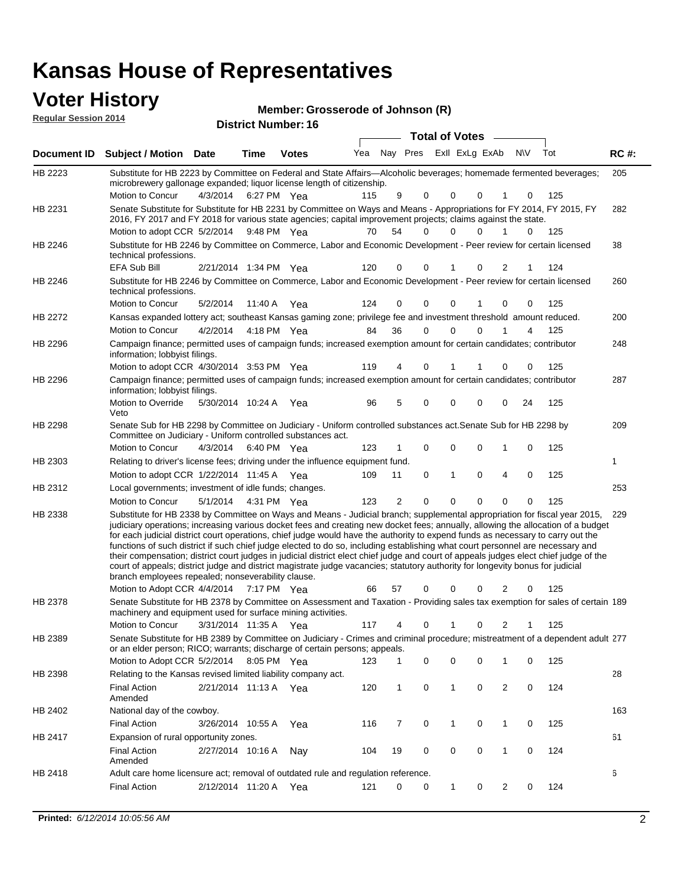# Kansas House of Representatives

## Voter History

**Regular Session 2014**

**Member: Grosserode of Johnson (R)**

**District Number: 16**

| Document ID | Subject / Motion | Date | Time | Votes | Yea | Nay | Pres | ExII | ExLg | ExAb | N\V | Tot | RC #: |
|---|---|---|---|---|---|---|---|---|---|---|---|---|---|
| HB 2223 | Substitute for HB 2223 by Committee on Federal and State Affairs—Alcoholic beverages; homemade fermented beverages; microbrewery gallonage expanded; liquor license length of citizenship. | | | | | | | | | | | | 205 |
| | Motion to Concur | 4/3/2014 | 6:27 PM | Yea | 115 | 9 | 0 | 0 | 0 | 1 | 0 | 125 | |
| HB 2231 | Senate Substitute for Substitute for HB 2231 by Committee on Ways and Means - Appropriations for FY 2014, FY 2015, FY 2016, FY 2017 and FY 2018 for various state agencies; capital improvement projects; claims against the state. | | | | | | | | | | | | 282 |
| | Motion to adopt CCR | 5/2/2014 | 9:48 PM | Yea | 70 | 54 | 0 | 0 | 0 | 1 | 0 | 125 | |
| HB 2246 | Substitute for HB 2246 by Committee on Commerce, Labor and Economic Development - Peer review for certain licensed technical professions. | | | | | | | | | | | | 38 |
| | EFA Sub Bill | 2/21/2014 | 1:34 PM | Yea | 120 | 0 | 0 | 1 | 0 | 2 | 1 | 124 | |
| HB 2246 | Substitute for HB 2246 by Committee on Commerce, Labor and Economic Development - Peer review for certain licensed technical professions. | | | | | | | | | | | | 260 |
| | Motion to Concur | 5/2/2014 | 11:40 A | Yea | 124 | 0 | 0 | 0 | 1 | 0 | 0 | 125 | |
| HB 2272 | Kansas expanded lottery act; southeast Kansas gaming zone; privilege fee and investment threshold amount reduced. | | | | | | | | | | | | 200 |
| | Motion to Concur | 4/2/2014 | 4:18 PM | Yea | 84 | 36 | 0 | 0 | 0 | 1 | 4 | 125 | |
| HB 2296 | Campaign finance; permitted uses of campaign funds; increased exemption amount for certain candidates; contributor information; lobbyist filings. | | | | | | | | | | | | 248 |
| | Motion to adopt CCR | 4/30/2014 | 3:53 PM | Yea | 119 | 4 | 0 | 1 | 1 | 0 | 0 | 125 | |
| HB 2296 | Campaign finance; permitted uses of campaign funds; increased exemption amount for certain candidates; contributor information; lobbyist filings. | | | | | | | | | | | | 287 |
| | Motion to Override Veto | 5/30/2014 | 10:24 A | Yea | 96 | 5 | 0 | 0 | 0 | 0 | 24 | 125 | |
| HB 2298 | Senate Sub for HB 2298 by Committee on Judiciary - Uniform controlled substances act.Senate Sub for HB 2298 by Committee on Judiciary - Uniform controlled substances act. | | | | | | | | | | | | 209 |
| | Motion to Concur | 4/3/2014 | 6:40 PM | Yea | 123 | 1 | 0 | 0 | 0 | 1 | 0 | 125 | |
| HB 2303 | Relating to driver's license fees; driving under the influence equipment fund. | | | | | | | | | | | | 1 |
| | Motion to adopt CCR | 1/22/2014 | 11:45 A | Yea | 109 | 11 | 0 | 1 | 0 | 4 | 0 | 125 | |
| HB 2312 | Local governments; investment of idle funds; changes. | | | | | | | | | | | | 253 |
| | Motion to Concur | 5/1/2014 | 4:31 PM | Yea | 123 | 2 | 0 | 0 | 0 | 0 | 0 | 125 | |
| HB 2338 | Substitute for HB 2338 by Committee on Ways and Means - Judicial branch; supplemental appropriation for fiscal year 2015, judiciary operations; increasing various docket fees and creating new docket fees; annually, allowing the allocation of a budget for each judicial district court operations, chief judge would have the authority to expend funds as necessary to carry out the functions of such district if such chief judge elected to do so, including establishing what court personnel are necessary and their compensation; district court judges in judicial district elect chief judge and court of appeals judges elect chief judge of the court of appeals; district judge and district magistrate judge vacancies; statutory authority for longevity bonus for judicial branch employees repealed; nonseverability clause. | | | | | | | | | | | | 229 |
| | Motion to Adopt CCR | 4/4/2014 | 7:17 PM | Yea | 66 | 57 | 0 | 0 | 0 | 2 | 0 | 125 | |
| HB 2378 | Senate Substitute for HB 2378 by Committee on Assessment and Taxation - Providing sales tax exemption for sales of certain machinery and equipment used for surface mining activities. | | | | | | | | | | | | 189 |
| | Motion to Concur | 3/31/2014 | 11:35 A | Yea | 117 | 4 | 0 | 1 | 0 | 2 | 1 | 125 | |
| HB 2389 | Senate Substitute for HB 2389 by Committee on Judiciary - Crimes and criminal procedure; mistreatment of a dependent adult or an elder person; RICO; warrants; discharge of certain persons; appeals. | | | | | | | | | | | | 277 |
| | Motion to Adopt CCR | 5/2/2014 | 8:05 PM | Yea | 123 | 1 | 0 | 0 | 0 | 1 | 0 | 125 | |
| HB 2398 | Relating to the Kansas revised limited liability company act. | | | | | | | | | | | | 28 |
| | Final Action Amended | 2/21/2014 | 11:13 A | Yea | 120 | 1 | 0 | 1 | 0 | 2 | 0 | 124 | |
| HB 2402 | National day of the cowboy. | | | | | | | | | | | | 163 |
| | Final Action | 3/26/2014 | 10:55 A | Yea | 116 | 7 | 0 | 1 | 0 | 1 | 0 | 125 | |
| HB 2417 | Expansion of rural opportunity zones. | | | | | | | | | | | | 61 |
| | Final Action Amended | 2/27/2014 | 10:16 A | Nay | 104 | 19 | 0 | 0 | 0 | 1 | 0 | 124 | |
| HB 2418 | Adult care home licensure act; removal of outdated rule and regulation reference. | | | | | | | | | | | | 6 |
| | Final Action | 2/12/2014 | 11:20 A | Yea | 121 | 0 | 0 | 1 | 0 | 2 | 0 | 124 | |

**Printed:** *6/12/2014 10:05:56 AM*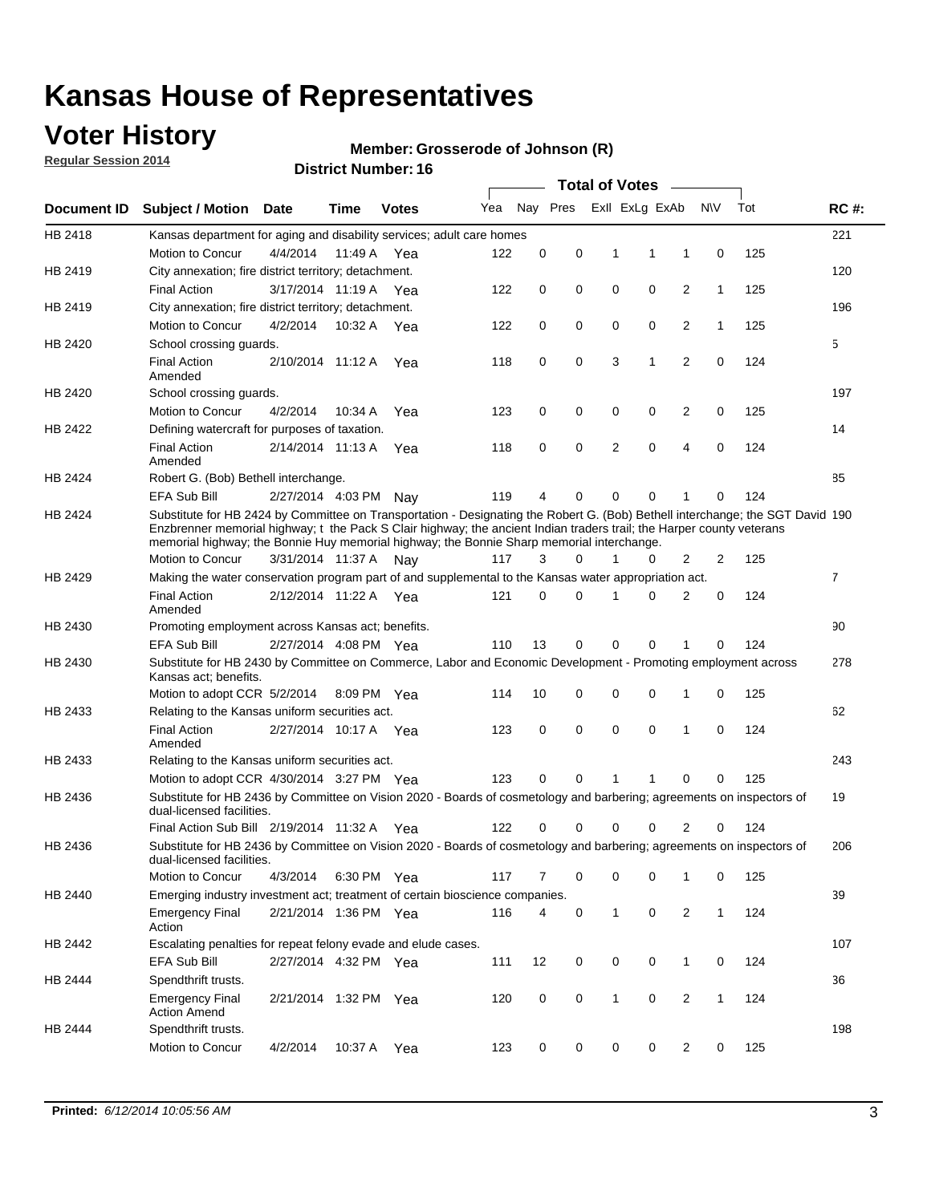# Kansas House of Representatives

## Voter History

**Regular Session 2014**

**Member: Grosserode of Johnson (R)**

**District Number: 16**

| Document ID | Subject / Motion | Date | Time | Votes | Yea | Nay | Pres | ExII | ExLg | ExAb | N\V | Tot | RC #: |
|---|---|---|---|---|---|---|---|---|---|---|---|---|---|
| HB 2418 | Kansas department for aging and disability services; adult care homes | | | | | | | | | | | | 221 |
| | Motion to Concur | 4/4/2014 | 11:49 A | Yea | 122 | 0 | 0 | 1 | 1 | 1 | 0 | 125 | |
| HB 2419 | City annexation; fire district territory; detachment. | | | | | | | | | | | | 120 |
| | Final Action | 3/17/2014 | 11:19 A | Yea | 122 | 0 | 0 | 0 | 0 | 2 | 1 | 125 | |
| HB 2419 | City annexation; fire district territory; detachment. | | | | | | | | | | | | 196 |
| | Motion to Concur | 4/2/2014 | 10:32 A | Yea | 122 | 0 | 0 | 0 | 0 | 2 | 1 | 125 | |
| HB 2420 | School crossing guards. | | | | | | | | | | | | 5 |
| | Final Action Amended | 2/10/2014 | 11:12 A | Yea | 118 | 0 | 0 | 3 | 1 | 2 | 0 | 124 | |
| HB 2420 | School crossing guards. | | | | | | | | | | | | 197 |
| | Motion to Concur | 4/2/2014 | 10:34 A | Yea | 123 | 0 | 0 | 0 | 0 | 2 | 0 | 125 | |
| HB 2422 | Defining watercraft for purposes of taxation. | | | | | | | | | | | | 14 |
| | Final Action Amended | 2/14/2014 | 11:13 A | Yea | 118 | 0 | 0 | 2 | 0 | 4 | 0 | 124 | |
| HB 2424 | Robert G. (Bob) Bethell interchange. | | | | | | | | | | | | 85 |
| | EFA Sub Bill | 2/27/2014 | 4:03 PM | Nay | 119 | 4 | 0 | 0 | 0 | 1 | 0 | 124 | |
| HB 2424 | Substitute for HB 2424 by Committee on Transportation - Designating the Robert G. (Bob) Bethell interchange; the SGT David Enzbrenner memorial highway; t the Pack S Clair highway; the ancient Indian traders trail; the Harper county veterans memorial highway; the Bonnie Huy memorial highway; the Bonnie Sharp memorial interchange. | | | | | | | | | | | | 190 |
| | Motion to Concur | 3/31/2014 | 11:37 A | Nay | 117 | 3 | 0 | 1 | 0 | 2 | 2 | 125 | |
| HB 2429 | Making the water conservation program part of and supplemental to the Kansas water appropriation act. | | | | | | | | | | | | 7 |
| | Final Action Amended | 2/12/2014 | 11:22 A | Yea | 121 | 0 | 0 | 1 | 0 | 2 | 0 | 124 | |
| HB 2430 | Promoting employment across Kansas act; benefits. | | | | | | | | | | | | 90 |
| | EFA Sub Bill | 2/27/2014 | 4:08 PM | Yea | 110 | 13 | 0 | 0 | 0 | 1 | 0 | 124 | |
| HB 2430 | Substitute for HB 2430 by Committee on Commerce, Labor and Economic Development - Promoting employment across Kansas act; benefits. | | | | | | | | | | | | 278 |
| | Motion to adopt CCR | 5/2/2014 | 8:09 PM | Yea | 114 | 10 | 0 | 0 | 0 | 1 | 0 | 125 | |
| HB 2433 | Relating to the Kansas uniform securities act. | | | | | | | | | | | | 62 |
| | Final Action Amended | 2/27/2014 | 10:17 A | Yea | 123 | 0 | 0 | 0 | 0 | 1 | 0 | 124 | |
| HB 2433 | Relating to the Kansas uniform securities act. | | | | | | | | | | | | 243 |
| | Motion to adopt CCR | 4/30/2014 | 3:27 PM | Yea | 123 | 0 | 0 | 1 | 1 | 0 | 0 | 125 | |
| HB 2436 | Substitute for HB 2436 by Committee on Vision 2020 - Boards of cosmetology and barbering; agreements on inspectors of dual-licensed facilities. | | | | | | | | | | | | 19 |
| | Final Action Sub Bill | 2/19/2014 | 11:32 A | Yea | 122 | 0 | 0 | 0 | 0 | 2 | 0 | 124 | |
| HB 2436 | Substitute for HB 2436 by Committee on Vision 2020 - Boards of cosmetology and barbering; agreements on inspectors of dual-licensed facilities. | | | | | | | | | | | | 206 |
| | Motion to Concur | 4/3/2014 | 6:30 PM | Yea | 117 | 7 | 0 | 0 | 0 | 1 | 0 | 125 | |
| HB 2440 | Emerging industry investment act; treatment of certain bioscience companies. | | | | | | | | | | | | 39 |
| | Emergency Final Action | 2/21/2014 | 1:36 PM | Yea | 116 | 4 | 0 | 1 | 0 | 2 | 1 | 124 | |
| HB 2442 | Escalating penalties for repeat felony evade and elude cases. | | | | | | | | | | | | 107 |
| | EFA Sub Bill | 2/27/2014 | 4:32 PM | Yea | 111 | 12 | 0 | 0 | 0 | 1 | 0 | 124 | |
| HB 2444 | Spendthrift trusts. | | | | | | | | | | | | 36 |
| | Emergency Final Action Amend | 2/21/2014 | 1:32 PM | Yea | 120 | 0 | 0 | 1 | 0 | 2 | 1 | 124 | |
| HB 2444 | Spendthrift trusts. | | | | | | | | | | | | 198 |
| | Motion to Concur | 4/2/2014 | 10:37 A | Yea | 123 | 0 | 0 | 0 | 0 | 2 | 0 | 125 | |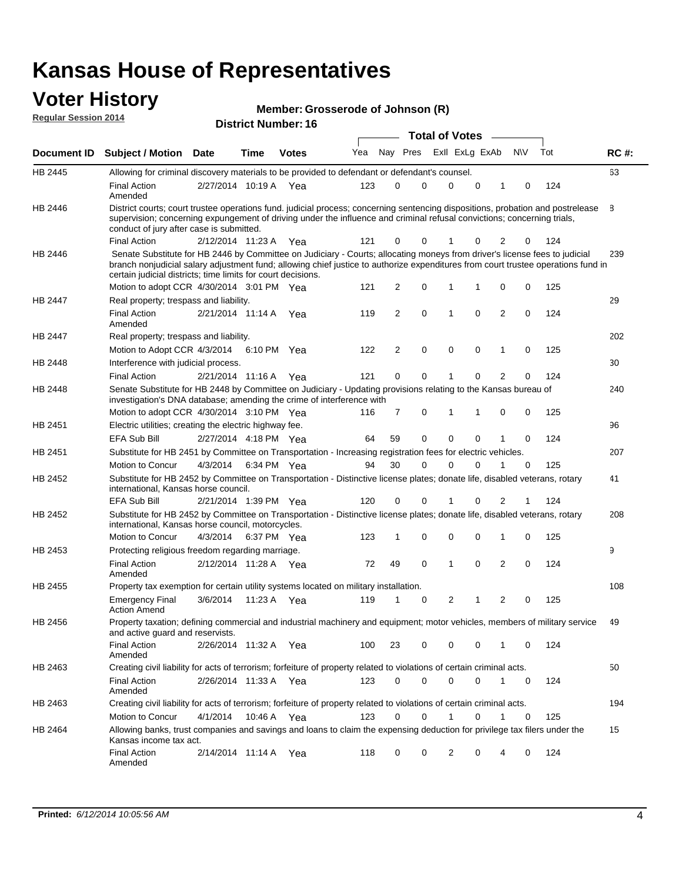# Kansas House of Representatives

## Voter History

**Regular Session 2014**

**Member: Grosserode of Johnson (R)**

**District Number: 16**

| Document ID | Subject / Motion | Date | Time | Votes | Yea | Nay | Pres | ExII | ExLg | ExAb | N\V | Tot | RC #: |
|---|---|---|---|---|---|---|---|---|---|---|---|---|---|
| HB 2445 | Allowing for criminal discovery materials to be provided to defendant or defendant's counsel. | | | | | | | | | | | | 63 |
| | Final Action Amended | 2/27/2014 | 10:19 A | Yea | 123 | 0 | 0 | 0 | 0 | 1 | 0 | 124 | |
| HB 2446 | District courts; court trustee operations fund. judicial process; concerning sentencing dispositions, probation and postrelease supervision; concerning expungement of driving under the influence and criminal refusal convictions; concerning trials, conduct of jury after case is submitted. | | | | | | | | | | | | 8 |
| | Final Action | 2/12/2014 | 11:23 A | Yea | 121 | 0 | 0 | 1 | 0 | 2 | 0 | 124 | |
| HB 2446 | Senate Substitute for HB 2446 by Committee on Judiciary - Courts; allocating moneys from driver's license fees to judicial branch nonjudicial salary adjustment fund; allowing chief justice to authorize expenditures from court trustee operations fund in certain judicial districts; time limits for court decisions. | | | | | | | | | | | | 239 |
| | Motion to adopt CCR | 4/30/2014 | 3:01 PM | Yea | 121 | 2 | 0 | 1 | 1 | 0 | 0 | 125 | |
| HB 2447 | Real property; trespass and liability. | | | | | | | | | | | | 29 |
| | Final Action Amended | 2/21/2014 | 11:14 A | Yea | 119 | 2 | 0 | 1 | 0 | 2 | 0 | 124 | |
| HB 2447 | Real property; trespass and liability. | | | | | | | | | | | | 202 |
| | Motion to Adopt CCR | 4/3/2014 | 6:10 PM | Yea | 122 | 2 | 0 | 0 | 0 | 1 | 0 | 125 | |
| HB 2448 | Interference with judicial process. | | | | | | | | | | | | 30 |
| | Final Action | 2/21/2014 | 11:16 A | Yea | 121 | 0 | 0 | 1 | 0 | 2 | 0 | 124 | |
| HB 2448 | Senate Substitute for HB 2448 by Committee on Judiciary - Updating provisions relating to the Kansas bureau of investigation's DNA database; amending the crime of interference with | | | | | | | | | | | | 240 |
| | Motion to adopt CCR | 4/30/2014 | 3:10 PM | Yea | 116 | 7 | 0 | 1 | 1 | 0 | 0 | 125 | |
| HB 2451 | Electric utilities; creating the electric highway fee. | | | | | | | | | | | | 96 |
| | EFA Sub Bill | 2/27/2014 | 4:18 PM | Yea | 64 | 59 | 0 | 0 | 0 | 1 | 0 | 124 | |
| HB 2451 | Substitute for HB 2451 by Committee on Transportation - Increasing registration fees for electric vehicles. | | | | | | | | | | | | 207 |
| | Motion to Concur | 4/3/2014 | 6:34 PM | Yea | 94 | 30 | 0 | 0 | 0 | 1 | 0 | 125 | |
| HB 2452 | Substitute for HB 2452 by Committee on Transportation - Distinctive license plates; donate life, disabled veterans, rotary international, Kansas horse council. | | | | | | | | | | | | 41 |
| | EFA Sub Bill | 2/21/2014 | 1:39 PM | Yea | 120 | 0 | 0 | 1 | 0 | 2 | 1 | 124 | |
| HB 2452 | Substitute for HB 2452 by Committee on Transportation - Distinctive license plates; donate life, disabled veterans, rotary international, Kansas horse council, motorcycles. | | | | | | | | | | | | 208 |
| | Motion to Concur | 4/3/2014 | 6:37 PM | Yea | 123 | 1 | 0 | 0 | 0 | 1 | 0 | 125 | |
| HB 2453 | Protecting religious freedom regarding marriage. | | | | | | | | | | | | 9 |
| | Final Action Amended | 2/12/2014 | 11:28 A | Yea | 72 | 49 | 0 | 1 | 0 | 2 | 0 | 124 | |
| HB 2455 | Property tax exemption for certain utility systems located on military installation. | | | | | | | | | | | | 108 |
| | Emergency Final Action Amend | 3/6/2014 | 11:23 A | Yea | 119 | 1 | 0 | 2 | 1 | 2 | 0 | 125 | |
| HB 2456 | Property taxation; defining commercial and industrial machinery and equipment; motor vehicles, members of military service and active guard and reservists. | | | | | | | | | | | | 49 |
| | Final Action Amended | 2/26/2014 | 11:32 A | Yea | 100 | 23 | 0 | 0 | 0 | 1 | 0 | 124 | |
| HB 2463 | Creating civil liability for acts of terrorism; forfeiture of property related to violations of certain criminal acts. | | | | | | | | | | | | 50 |
| | Final Action Amended | 2/26/2014 | 11:33 A | Yea | 123 | 0 | 0 | 0 | 0 | 1 | 0 | 124 | |
| HB 2463 | Creating civil liability for acts of terrorism; forfeiture of property related to violations of certain criminal acts. | | | | | | | | | | | | 194 |
| | Motion to Concur | 4/1/2014 | 10:46 A | Yea | 123 | 0 | 0 | 1 | 0 | 1 | 0 | 125 | |
| HB 2464 | Allowing banks, trust companies and savings and loans to claim the expensing deduction for privilege tax filers under the Kansas income tax act. | | | | | | | | | | | | 15 |
| | Final Action Amended | 2/14/2014 | 11:14 A | Yea | 118 | 0 | 0 | 2 | 0 | 4 | 0 | 124 | |

**Printed:** *6/12/2014 10:05:56 AM*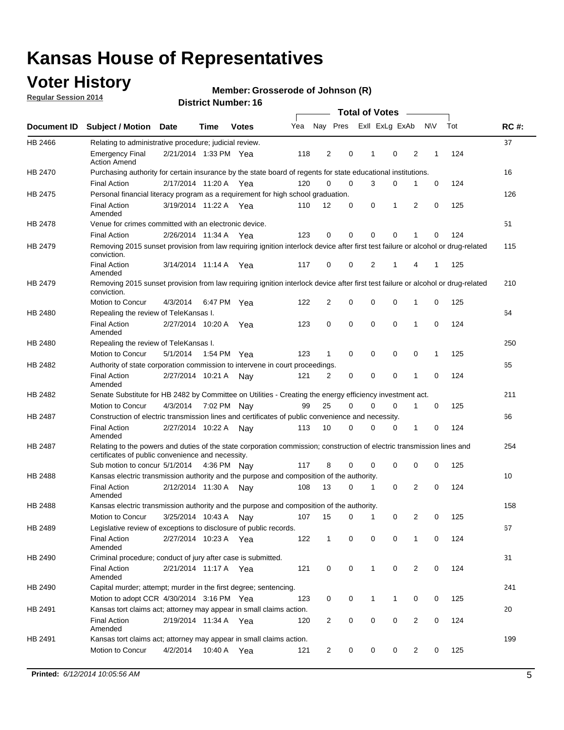# Kansas House of Representatives

## Voter History

**Regular Session 2014**

**Member: Grosserode of Johnson (R)**

**District Number: 16**

| Document ID | Subject / Motion | Date | Time | Votes | Yea | Nay | Pres | ExII | ExLg | ExAb | N\V | Tot | RC #: |
|---|---|---|---|---|---|---|---|---|---|---|---|---|---|
| HB 2466 | Relating to administrative procedure; judicial review. | | | | | | | | | | | | 37 |
| | Emergency Final Action Amend | 2/21/2014 | 1:33 PM | Yea | 118 | 2 | 0 | 1 | 0 | 2 | 1 | 124 | |
| HB 2470 | Purchasing authority for certain insurance by the state board of regents for state educational institutions. | | | | | | | | | | | | 16 |
| | Final Action | 2/17/2014 | 11:20 A | Yea | 120 | 0 | 0 | 3 | 0 | 1 | 0 | 124 | |
| HB 2475 | Personal financial literacy program as a requirement for high school graduation. | | | | | | | | | | | | 126 |
| | Final Action Amended | 3/19/2014 | 11:22 A | Yea | 110 | 12 | 0 | 0 | 1 | 2 | 0 | 125 | |
| HB 2478 | Venue for crimes committed with an electronic device. | | | | | | | | | | | | 51 |
| | Final Action | 2/26/2014 | 11:34 A | Yea | 123 | 0 | 0 | 0 | 0 | 1 | 0 | 124 | |
| HB 2479 | Removing 2015 sunset provision from law requiring ignition interlock device after first test failure or alcohol or drug-related conviction. | | | | | | | | | | | | 115 |
| | Final Action Amended | 3/14/2014 | 11:14 A | Yea | 117 | 0 | 0 | 2 | 1 | 4 | 1 | 125 | |
| HB 2479 | Removing 2015 sunset provision from law requiring ignition interlock device after first test failure or alcohol or drug-related conviction. | | | | | | | | | | | | 210 |
| | Motion to Concur | 4/3/2014 | 6:47 PM | Yea | 122 | 2 | 0 | 0 | 0 | 1 | 0 | 125 | |
| HB 2480 | Repealing the review of TeleKansas I. | | | | | | | | | | | | 64 |
| | Final Action Amended | 2/27/2014 | 10:20 A | Yea | 123 | 0 | 0 | 0 | 0 | 1 | 0 | 124 | |
| HB 2480 | Repealing the review of TeleKansas I. | | | | | | | | | | | | 250 |
| | Motion to Concur | 5/1/2014 | 1:54 PM | Yea | 123 | 1 | 0 | 0 | 0 | 0 | 1 | 125 | |
| HB 2482 | Authority of state corporation commission to intervene in court proceedings. | | | | | | | | | | | | 65 |
| | Final Action Amended | 2/27/2014 | 10:21 A | Nay | 121 | 2 | 0 | 0 | 0 | 1 | 0 | 124 | |
| HB 2482 | Senate Substitute for HB 2482 by Committee on Utilities - Creating the energy efficiency investment act. | | | | | | | | | | | | 211 |
| | Motion to Concur | 4/3/2014 | 7:02 PM | Nay | 99 | 25 | 0 | 0 | 0 | 1 | 0 | 125 | |
| HB 2487 | Construction of electric transmission lines and certificates of public convenience and necessity. | | | | | | | | | | | | 66 |
| | Final Action Amended | 2/27/2014 | 10:22 A | Nay | 113 | 10 | 0 | 0 | 0 | 1 | 0 | 124 | |
| HB 2487 | Relating to the powers and duties of the state corporation commission; construction of electric transmission lines and certificates of public convenience and necessity. | | | | | | | | | | | | 254 |
| | Sub motion to concur | 5/1/2014 | 4:36 PM | Nay | 117 | 8 | 0 | 0 | 0 | 0 | 0 | 125 | |
| HB 2488 | Kansas electric transmission authority and the purpose and composition of the authority. | | | | | | | | | | | | 10 |
| | Final Action Amended | 2/12/2014 | 11:30 A | Nay | 108 | 13 | 0 | 1 | 0 | 2 | 0 | 124 | |
| HB 2488 | Kansas electric transmission authority and the purpose and composition of the authority. | | | | | | | | | | | | 158 |
| | Motion to Concur | 3/25/2014 | 10:43 A | Nay | 107 | 15 | 0 | 1 | 0 | 2 | 0 | 125 | |
| HB 2489 | Legislative review of exceptions to disclosure of public records. | | | | | | | | | | | | 67 |
| | Final Action Amended | 2/27/2014 | 10:23 A | Yea | 122 | 1 | 0 | 0 | 0 | 1 | 0 | 124 | |
| HB 2490 | Criminal procedure; conduct of jury after case is submitted. | | | | | | | | | | | | 31 |
| | Final Action Amended | 2/21/2014 | 11:17 A | Yea | 121 | 0 | 0 | 1 | 0 | 2 | 0 | 124 | |
| HB 2490 | Capital murder; attempt; murder in the first degree; sentencing. | | | | | | | | | | | | 241 |
| | Motion to adopt CCR | 4/30/2014 | 3:16 PM | Yea | 123 | 0 | 0 | 1 | 1 | 0 | 0 | 125 | |
| HB 2491 | Kansas tort claims act; attorney may appear in small claims action. | | | | | | | | | | | | 20 |
| | Final Action Amended | 2/19/2014 | 11:34 A | Yea | 120 | 2 | 0 | 0 | 0 | 2 | 0 | 124 | |
| HB 2491 | Kansas tort claims act; attorney may appear in small claims action. | | | | | | | | | | | | 199 |
| | Motion to Concur | 4/2/2014 | 10:40 A | Yea | 121 | 2 | 0 | 0 | 0 | 2 | 0 | 125 | |

**Printed:** *6/12/2014 10:05:56 AM*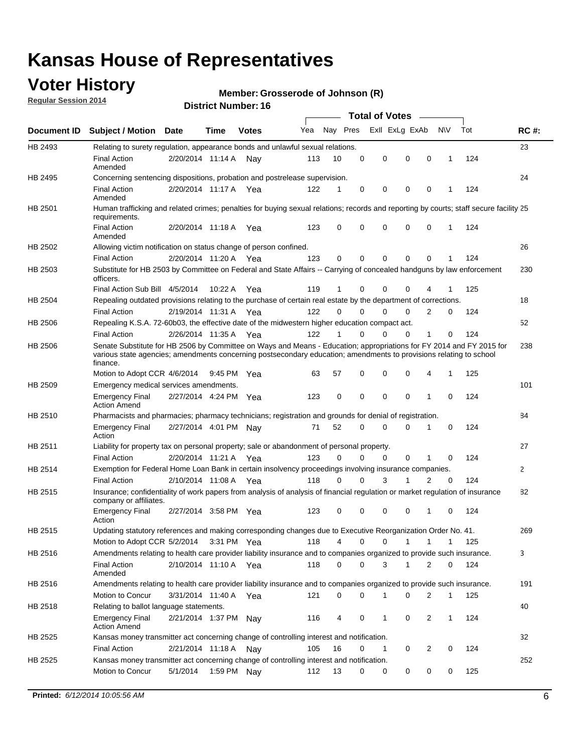# Kansas House of Representatives

## Voter History

**Regular Session 2014**

**Member: Grosserode of Johnson (R)**

**District Number: 16**

| Document ID | Subject / Motion | Date | Time | Votes | Yea | Nay | Pres | ExII | ExLg | ExAb | N\V | Tot | RC #: |
|---|---|---|---|---|---|---|---|---|---|---|---|---|---|
| HB 2493 | Relating to surety regulation, appearance bonds and unlawful sexual relations. | | | | | | | | | | | | 23 |
| | Final Action Amended | 2/20/2014 | 11:14 A | Nay | 113 | 10 | 0 | 0 | 0 | 0 | 1 | 124 | |
| HB 2495 | Concerning sentencing dispositions, probation and postrelease supervision. | | | | | | | | | | | | 24 |
| | Final Action Amended | 2/20/2014 | 11:17 A | Yea | 122 | 1 | 0 | 0 | 0 | 0 | 1 | 124 | |
| HB 2501 | Human trafficking and related crimes; penalties for buying sexual relations; records and reporting by courts; staff secure facility requirements. | | | | | | | | | | | | 25 |
| | Final Action Amended | 2/20/2014 | 11:18 A | Yea | 123 | 0 | 0 | 0 | 0 | 0 | 1 | 124 | |
| HB 2502 | Allowing victim notification on status change of person confined. | | | | | | | | | | | | 26 |
| | Final Action | 2/20/2014 | 11:20 A | Yea | 123 | 0 | 0 | 0 | 0 | 0 | 1 | 124 | |
| HB 2503 | Substitute for HB 2503 by Committee on Federal and State Affairs -- Carrying of concealed handguns by law enforcement officers. | | | | | | | | | | | | 230 |
| | Final Action Sub Bill | 4/5/2014 | 10:22 A | Yea | 119 | 1 | 0 | 0 | 0 | 4 | 1 | 125 | |
| HB 2504 | Repealing outdated provisions relating to the purchase of certain real estate by the department of corrections. | | | | | | | | | | | | 18 |
| | Final Action | 2/19/2014 | 11:31 A | Yea | 122 | 0 | 0 | 0 | 0 | 2 | 0 | 124 | |
| HB 2506 | Repealing K.S.A. 72-60b03, the effective date of the midwestern higher education compact act. | | | | | | | | | | | | 52 |
| | Final Action | 2/26/2014 | 11:35 A | Yea | 122 | 1 | 0 | 0 | 0 | 1 | 0 | 124 | |
| HB 2506 | Senate Substitute for HB 2506 by Committee on Ways and Means - Education; appropriations for FY 2014 and FY 2015 for various state agencies; amendments concerning postsecondary education; amendments to provisions relating to school finance. | | | | | | | | | | | | 238 |
| | Motion to Adopt CCR | 4/6/2014 | 9:45 PM | Yea | 63 | 57 | 0 | 0 | 0 | 4 | 1 | 125 | |
| HB 2509 | Emergency medical services amendments. | | | | | | | | | | | | 101 |
| | Emergency Final Action Amend | 2/27/2014 | 4:24 PM | Yea | 123 | 0 | 0 | 0 | 0 | 1 | 0 | 124 | |
| HB 2510 | Pharmacists and pharmacies; pharmacy technicians; registration and grounds for denial of registration. | | | | | | | | | | | | 84 |
| | Emergency Final Action | 2/27/2014 | 4:01 PM | Nay | 71 | 52 | 0 | 0 | 0 | 1 | 0 | 124 | |
| HB 2511 | Liability for property tax on personal property; sale or abandonment of personal property. | | | | | | | | | | | | 27 |
| | Final Action | 2/20/2014 | 11:21 A | Yea | 123 | 0 | 0 | 0 | 0 | 1 | 0 | 124 | |
| HB 2514 | Exemption for Federal Home Loan Bank in certain insolvency proceedings involving insurance companies. | | | | | | | | | | | | 2 |
| | Final Action | 2/10/2014 | 11:08 A | Yea | 118 | 0 | 0 | 3 | 1 | 2 | 0 | 124 | |
| HB 2515 | Insurance; confidentiality of work papers from analysis of analysis of financial regulation or market regulation of insurance company or affiliates. | | | | | | | | | | | | 82 |
| | Emergency Final Action | 2/27/2014 | 3:58 PM | Yea | 123 | 0 | 0 | 0 | 0 | 1 | 0 | 124 | |
| HB 2515 | Updating statutory references and making corresponding changes due to Executive Reorganization Order No. 41. | | | | | | | | | | | | 269 |
| | Motion to Adopt CCR | 5/2/2014 | 3:31 PM | Yea | 118 | 4 | 0 | 0 | 1 | 1 | 1 | 125 | |
| HB 2516 | Amendments relating to health care provider liability insurance and to companies organized to provide such insurance. | | | | | | | | | | | | 3 |
| | Final Action Amended | 2/10/2014 | 11:10 A | Yea | 118 | 0 | 0 | 3 | 1 | 2 | 0 | 124 | |
| HB 2516 | Amendments relating to health care provider liability insurance and to companies organized to provide such insurance. | | | | | | | | | | | | 191 |
| | Motion to Concur | 3/31/2014 | 11:40 A | Yea | 121 | 0 | 0 | 1 | 0 | 2 | 1 | 125 | |
| HB 2518 | Relating to ballot language statements. | | | | | | | | | | | | 40 |
| | Emergency Final Action Amend | 2/21/2014 | 1:37 PM | Nay | 116 | 4 | 0 | 1 | 0 | 2 | 1 | 124 | |
| HB 2525 | Kansas money transmitter act concerning change of controlling interest and notification. | | | | | | | | | | | | 32 |
| | Final Action | 2/21/2014 | 11:18 A | Nay | 105 | 16 | 0 | 1 | 0 | 2 | 0 | 124 | |
| HB 2525 | Kansas money transmitter act concerning change of controlling interest and notification. | | | | | | | | | | | | 252 |
| | Motion to Concur | 5/1/2014 | 1:59 PM | Nay | 112 | 13 | 0 | 0 | 0 | 0 | 0 | 125 | |

**Printed:** *6/12/2014 10:05:56 AM*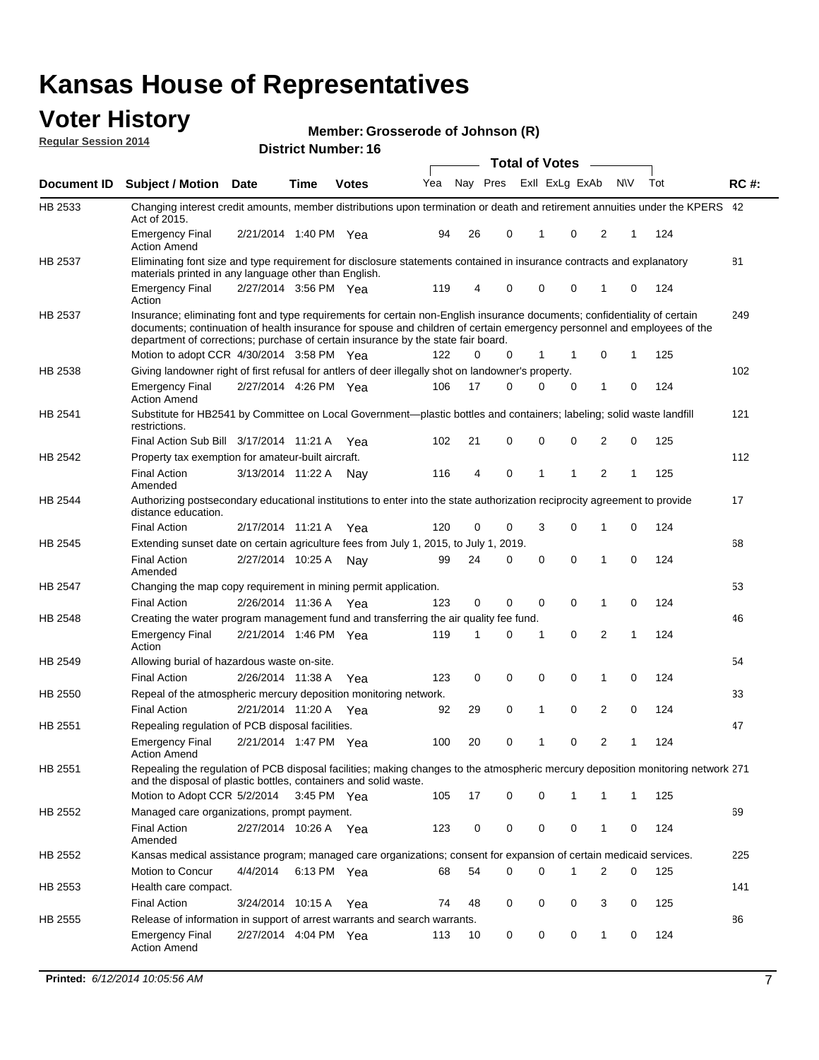# Kansas House of Representatives

## Voter History

**Regular Session 2014**

**Member: Grosserode of Johnson (R)**

**District Number: 16**

| Document ID | Subject / Motion | Date | Time | Votes | Yea | Nay | Pres | ExII | ExLg | ExAb | N\V | Tot | RC #: |
|---|---|---|---|---|---|---|---|---|---|---|---|---|---|
| HB 2533 | Changing interest credit amounts, member distributions upon termination or death and retirement annuities under the KPERS Act of 2015. | | | | | | | | | | | | 42 |
| | Emergency Final Action Amend | 2/21/2014 | 1:40 PM | Yea | 94 | 26 | 0 | 1 | 0 | 2 | 1 | 124 | |
| HB 2537 | Eliminating font size and type requirement for disclosure statements contained in insurance contracts and explanatory materials printed in any language other than English. | | | | | | | | | | | | 81 |
| | Emergency Final Action | 2/27/2014 | 3:56 PM | Yea | 119 | 4 | 0 | 0 | 0 | 1 | 0 | 124 | |
| HB 2537 | Insurance; eliminating font and type requirements for certain non-English insurance documents; confidentiality of certain documents; continuation of health insurance for spouse and children of certain emergency personnel and employees of the department of corrections; purchase of certain insurance by the state fair board. | | | | | | | | | | | | 249 |
| | Motion to adopt CCR | 4/30/2014 | 3:58 PM | Yea | 122 | 0 | 0 | 1 | 1 | 0 | 1 | 125 | |
| HB 2538 | Giving landowner right of first refusal for antlers of deer illegally shot on landowner's property. | | | | | | | | | | | | 102 |
| | Emergency Final Action Amend | 2/27/2014 | 4:26 PM | Yea | 106 | 17 | 0 | 0 | 0 | 1 | 0 | 124 | |
| HB 2541 | Substitute for HB2541 by Committee on Local Government—plastic bottles and containers; labeling; solid waste landfill restrictions. | | | | | | | | | | | | 121 |
| | Final Action Sub Bill | 3/17/2014 | 11:21 A | Yea | 102 | 21 | 0 | 0 | 0 | 2 | 0 | 125 | |
| HB 2542 | Property tax exemption for amateur-built aircraft. | | | | | | | | | | | | 112 |
| | Final Action Amended | 3/13/2014 | 11:22 A | Nay | 116 | 4 | 0 | 1 | 1 | 2 | 1 | 125 | |
| HB 2544 | Authorizing postsecondary educational institutions to enter into the state authorization reciprocity agreement to provide distance education. | | | | | | | | | | | | 17 |
| | Final Action | 2/17/2014 | 11:21 A | Yea | 120 | 0 | 0 | 3 | 0 | 1 | 0 | 124 | |
| HB 2545 | Extending sunset date on certain agriculture fees from July 1, 2015, to July 1, 2019. | | | | | | | | | | | | 68 |
| | Final Action Amended | 2/27/2014 | 10:25 A | Nay | 99 | 24 | 0 | 0 | 0 | 1 | 0 | 124 | |
| HB 2547 | Changing the map copy requirement in mining permit application. | | | | | | | | | | | | 53 |
| | Final Action | 2/26/2014 | 11:36 A | Yea | 123 | 0 | 0 | 0 | 0 | 1 | 0 | 124 | |
| HB 2548 | Creating the water program management fund and transferring the air quality fee fund. | | | | | | | | | | | | 46 |
| | Emergency Final Action | 2/21/2014 | 1:46 PM | Yea | 119 | 1 | 0 | 1 | 0 | 2 | 1 | 124 | |
| HB 2549 | Allowing burial of hazardous waste on-site. | | | | | | | | | | | | 54 |
| | Final Action | 2/26/2014 | 11:38 A | Yea | 123 | 0 | 0 | 0 | 0 | 1 | 0 | 124 | |
| HB 2550 | Repeal of the atmospheric mercury deposition monitoring network. | | | | | | | | | | | | 33 |
| | Final Action | 2/21/2014 | 11:20 A | Yea | 92 | 29 | 0 | 1 | 0 | 2 | 0 | 124 | |
| HB 2551 | Repealing regulation of PCB disposal facilities. | | | | | | | | | | | | 47 |
| | Emergency Final Action Amend | 2/21/2014 | 1:47 PM | Yea | 100 | 20 | 0 | 1 | 0 | 2 | 1 | 124 | |
| HB 2551 | Repealing the regulation of PCB disposal facilities; making changes to the atmospheric mercury deposition monitoring network and the disposal of plastic bottles, containers and solid waste. | | | | | | | | | | | | 271 |
| | Motion to Adopt CCR | 5/2/2014 | 3:45 PM | Yea | 105 | 17 | 0 | 0 | 1 | 1 | 1 | 125 | |
| HB 2552 | Managed care organizations, prompt payment. | | | | | | | | | | | | 69 |
| | Final Action Amended | 2/27/2014 | 10:26 A | Yea | 123 | 0 | 0 | 0 | 0 | 1 | 0 | 124 | |
| HB 2552 | Kansas medical assistance program; managed care organizations; consent for expansion of certain medicaid services. | | | | | | | | | | | | 225 |
| | Motion to Concur | 4/4/2014 | 6:13 PM | Yea | 68 | 54 | 0 | 0 | 1 | 2 | 0 | 125 | |
| HB 2553 | Health care compact. | | | | | | | | | | | | 141 |
| | Final Action | 3/24/2014 | 10:15 A | Yea | 74 | 48 | 0 | 0 | 0 | 3 | 0 | 125 | |
| HB 2555 | Release of information in support of arrest warrants and search warrants. | | | | | | | | | | | | 86 |
| | Emergency Final Action Amend | 2/27/2014 | 4:04 PM | Yea | 113 | 10 | 0 | 0 | 0 | 1 | 0 | 124 | |

**Printed:** *6/12/2014 10:05:56 AM*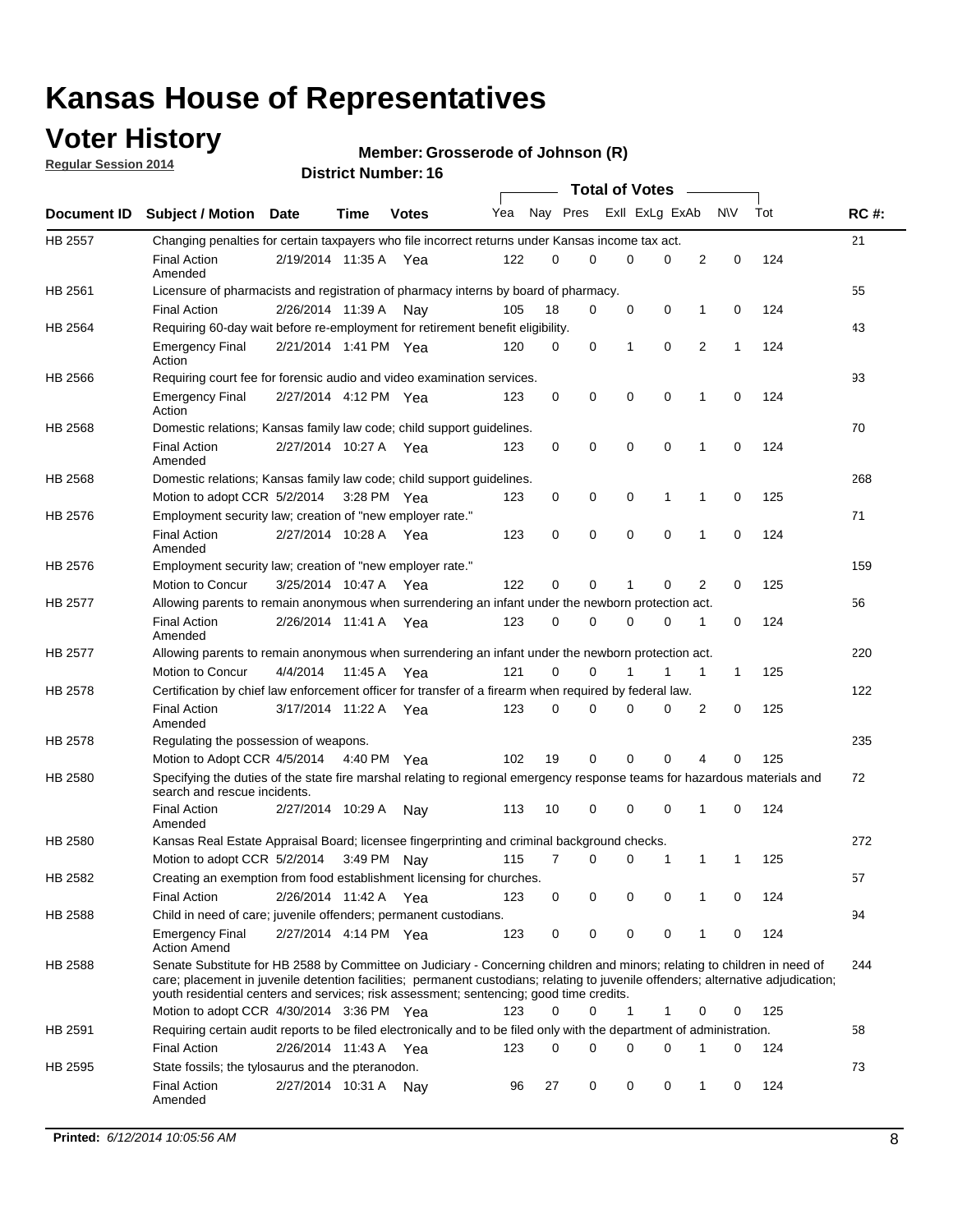# Kansas House of Representatives

## Voter History

**Regular Session 2014**

**Member: Grosserode of Johnson (R)**

**District Number: 16**

| Document ID | Subject / Motion | Date | Time | Votes | Yea | Nay | Pres | ExlI | ExLg | ExAb | N\V | Tot | RC #: |
|---|---|---|---|---|---|---|---|---|---|---|---|---|---|
| HB 2557 | Changing penalties for certain taxpayers who file incorrect returns under Kansas income tax act. | | | | | | | | | | | | 21 |
| | Final Action Amended | 2/19/2014 | 11:35 A | Yea | 122 | 0 | 0 | 0 | 0 | 2 | 0 | 124 | |
| HB 2561 | Licensure of pharmacists and registration of pharmacy interns by board of pharmacy. | | | | | | | | | | | | 55 |
| | Final Action | 2/26/2014 | 11:39 A | Nay | 105 | 18 | 0 | 0 | 0 | 1 | 0 | 124 | |
| HB 2564 | Requiring 60-day wait before re-employment for retirement benefit eligibility. | | | | | | | | | | | | 43 |
| | Emergency Final Action | 2/21/2014 | 1:41 PM | Yea | 120 | 0 | 0 | 1 | 0 | 2 | 1 | 124 | |
| HB 2566 | Requiring court fee for forensic audio and video examination services. | | | | | | | | | | | | 93 |
| | Emergency Final Action | 2/27/2014 | 4:12 PM | Yea | 123 | 0 | 0 | 0 | 0 | 1 | 0 | 124 | |
| HB 2568 | Domestic relations; Kansas family law code; child support guidelines. | | | | | | | | | | | | 70 |
| | Final Action Amended | 2/27/2014 | 10:27 A | Yea | 123 | 0 | 0 | 0 | 0 | 1 | 0 | 124 | |
| HB 2568 | Domestic relations; Kansas family law code; child support guidelines. | | | | | | | | | | | | 268 |
| | Motion to adopt CCR | 5/2/2014 | 3:28 PM | Yea | 123 | 0 | 0 | 0 | 1 | 1 | 0 | 125 | |
| HB 2576 | Employment security law; creation of "new employer rate." | | | | | | | | | | | | 71 |
| | Final Action Amended | 2/27/2014 | 10:28 A | Yea | 123 | 0 | 0 | 0 | 0 | 1 | 0 | 124 | |
| HB 2576 | Employment security law; creation of "new employer rate." | | | | | | | | | | | | 159 |
| | Motion to Concur | 3/25/2014 | 10:47 A | Yea | 122 | 0 | 0 | 1 | 0 | 2 | 0 | 125 | |
| HB 2577 | Allowing parents to remain anonymous when surrendering an infant under the newborn protection act. | | | | | | | | | | | | 56 |
| | Final Action Amended | 2/26/2014 | 11:41 A | Yea | 123 | 0 | 0 | 0 | 0 | 1 | 0 | 124 | |
| HB 2577 | Allowing parents to remain anonymous when surrendering an infant under the newborn protection act. | | | | | | | | | | | | 220 |
| | Motion to Concur | 4/4/2014 | 11:45 A | Yea | 121 | 0 | 0 | 1 | 1 | 1 | 1 | 125 | |
| HB 2578 | Certification by chief law enforcement officer for transfer of a firearm when required by federal law. | | | | | | | | | | | | 122 |
| | Final Action Amended | 3/17/2014 | 11:22 A | Yea | 123 | 0 | 0 | 0 | 0 | 2 | 0 | 125 | |
| HB 2578 | Regulating the possession of weapons. | | | | | | | | | | | | 235 |
| | Motion to Adopt CCR | 4/5/2014 | 4:40 PM | Yea | 102 | 19 | 0 | 0 | 0 | 4 | 0 | 125 | |
| HB 2580 | Specifying the duties of the state fire marshal relating to regional emergency response teams for hazardous materials and search and rescue incidents. | | | | | | | | | | | | 72 |
| | Final Action Amended | 2/27/2014 | 10:29 A | Nay | 113 | 10 | 0 | 0 | 0 | 1 | 0 | 124 | |
| HB 2580 | Kansas Real Estate Appraisal Board; licensee fingerprinting and criminal background checks. | | | | | | | | | | | | 272 |
| | Motion to adopt CCR | 5/2/2014 | 3:49 PM | Nay | 115 | 7 | 0 | 0 | 1 | 1 | 1 | 125 | |
| HB 2582 | Creating an exemption from food establishment licensing for churches. | | | | | | | | | | | | 57 |
| | Final Action | 2/26/2014 | 11:42 A | Yea | 123 | 0 | 0 | 0 | 0 | 1 | 0 | 124 | |
| HB 2588 | Child in need of care; juvenile offenders; permanent custodians. | | | | | | | | | | | | 94 |
| | Emergency Final Action Amend | 2/27/2014 | 4:14 PM | Yea | 123 | 0 | 0 | 0 | 0 | 1 | 0 | 124 | |
| HB 2588 | Senate Substitute for HB 2588 by Committee on Judiciary - Concerning children and minors; relating to children in need of care; placement in juvenile detention facilities; permanent custodians; relating to juvenile offenders; alternative adjudication; youth residential centers and services; risk assessment; sentencing; good time credits. | | | | | | | | | | | | 244 |
| | Motion to adopt CCR | 4/30/2014 | 3:36 PM | Yea | 123 | 0 | 0 | 1 | 1 | 0 | 0 | 125 | |
| HB 2591 | Requiring certain audit reports to be filed electronically and to be filed only with the department of administration. | | | | | | | | | | | | 58 |
| | Final Action | 2/26/2014 | 11:43 A | Yea | 123 | 0 | 0 | 0 | 0 | 1 | 0 | 124 | |
| HB 2595 | State fossils; the tylosaurus and the pteranodon. | | | | | | | | | | | | 73 |
| | Final Action Amended | 2/27/2014 | 10:31 A | Nay | 96 | 27 | 0 | 0 | 0 | 1 | 0 | 124 | |

**Printed:** *6/12/2014 10:05:56 AM*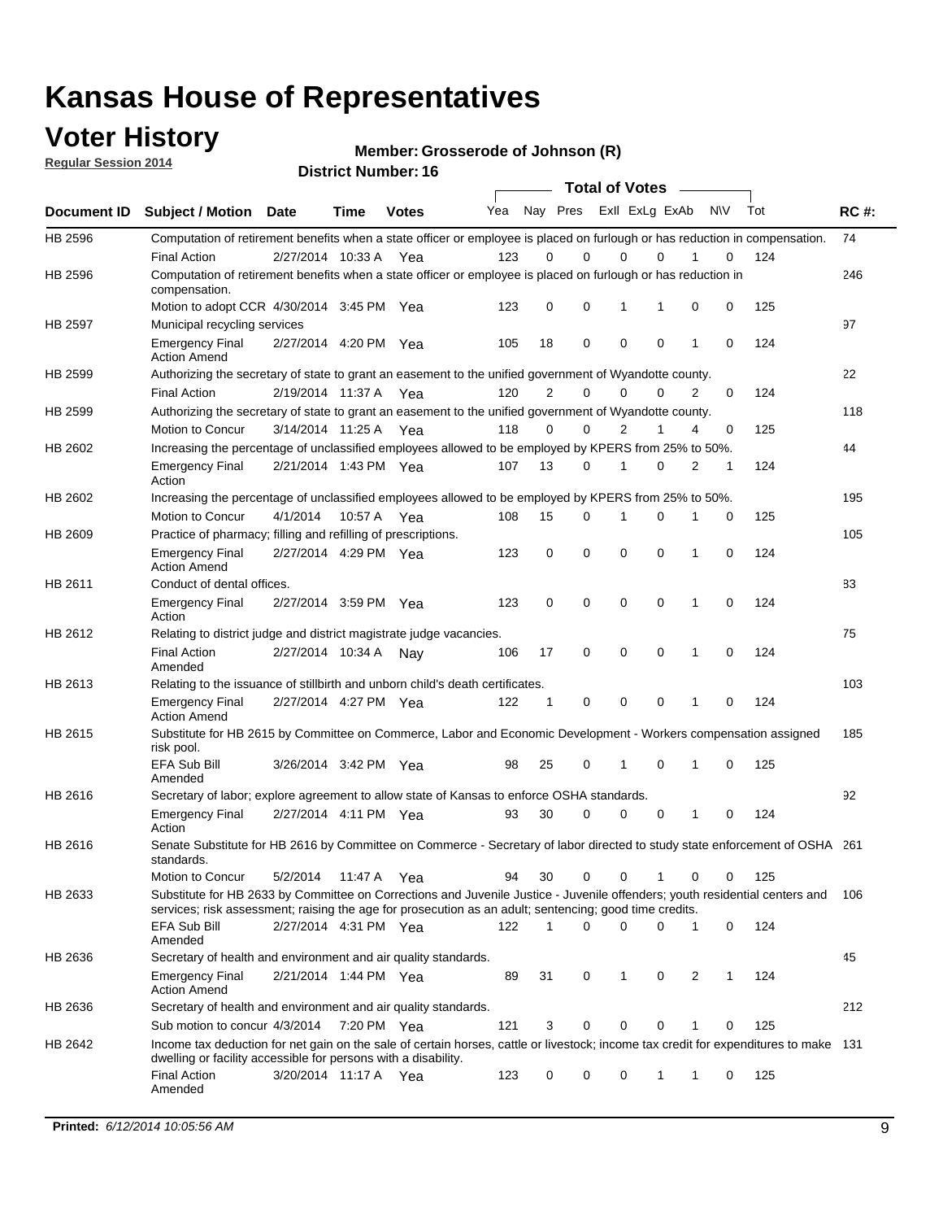# Kansas House of Representatives

## Voter History

**Regular Session 2014**

**Member: Grosserode of Johnson (R)**

**District Number: 16**

| Document ID | Subject / Motion | Date | Time | Votes | Yea | Nay | Pres | ExII | ExLg | ExAb | N\V | Tot | RC #: |
|---|---|---|---|---|---|---|---|---|---|---|---|---|---|
| HB 2596 | Computation of retirement benefits when a state officer or employee is placed on furlough or has reduction in compensation. | | | | | | | | | | | | 74 |
| | Final Action | 2/27/2014 | 10:33 A | Yea | 123 | 0 | 0 | 0 | 0 | 1 | 0 | 124 | |
| HB 2596 | Computation of retirement benefits when a state officer or employee is placed on furlough or has reduction in compensation. | | | | | | | | | | | | 246 |
| | Motion to adopt CCR | 4/30/2014 | 3:45 PM | Yea | 123 | 0 | 0 | 1 | 1 | 0 | 0 | 125 | |
| HB 2597 | Municipal recycling services | | | | | | | | | | | | 97 |
| | Emergency Final Action Amend | 2/27/2014 | 4:20 PM | Yea | 105 | 18 | 0 | 0 | 0 | 1 | 0 | 124 | |
| HB 2599 | Authorizing the secretary of state to grant an easement to the unified government of Wyandotte county. | | | | | | | | | | | | 22 |
| | Final Action | 2/19/2014 | 11:37 A | Yea | 120 | 2 | 0 | 0 | 0 | 2 | 0 | 124 | |
| HB 2599 | Authorizing the secretary of state to grant an easement to the unified government of Wyandotte county. | | | | | | | | | | | | 118 |
| | Motion to Concur | 3/14/2014 | 11:25 A | Yea | 118 | 0 | 0 | 2 | 1 | 4 | 0 | 125 | |
| HB 2602 | Increasing the percentage of unclassified employees allowed to be employed by KPERS from 25% to 50%. | | | | | | | | | | | | 44 |
| | Emergency Final Action | 2/21/2014 | 1:43 PM | Yea | 107 | 13 | 0 | 1 | 0 | 2 | 1 | 124 | |
| HB 2602 | Increasing the percentage of unclassified employees allowed to be employed by KPERS from 25% to 50%. | | | | | | | | | | | | 195 |
| | Motion to Concur | 4/1/2014 | 10:57 A | Yea | 108 | 15 | 0 | 1 | 0 | 1 | 0 | 125 | |
| HB 2609 | Practice of pharmacy; filling and refilling of prescriptions. | | | | | | | | | | | | 105 |
| | Emergency Final Action Amend | 2/27/2014 | 4:29 PM | Yea | 123 | 0 | 0 | 0 | 0 | 1 | 0 | 124 | |
| HB 2611 | Conduct of dental offices. | | | | | | | | | | | | 83 |
| | Emergency Final Action | 2/27/2014 | 3:59 PM | Yea | 123 | 0 | 0 | 0 | 0 | 1 | 0 | 124 | |
| HB 2612 | Relating to district judge and district magistrate judge vacancies. | | | | | | | | | | | | 75 |
| | Final Action Amended | 2/27/2014 | 10:34 A | Nay | 106 | 17 | 0 | 0 | 0 | 1 | 0 | 124 | |
| HB 2613 | Relating to the issuance of stillbirth and unborn child's death certificates. | | | | | | | | | | | | 103 |
| | Emergency Final Action Amend | 2/27/2014 | 4:27 PM | Yea | 122 | 1 | 0 | 0 | 0 | 1 | 0 | 124 | |
| HB 2615 | Substitute for HB 2615 by Committee on Commerce, Labor and Economic Development - Workers compensation assigned risk pool. | | | | | | | | | | | | 185 |
| | EFA Sub Bill Amended | 3/26/2014 | 3:42 PM | Yea | 98 | 25 | 0 | 1 | 0 | 1 | 0 | 125 | |
| HB 2616 | Secretary of labor; explore agreement to allow state of Kansas to enforce OSHA standards. | | | | | | | | | | | | 92 |
| | Emergency Final Action | 2/27/2014 | 4:11 PM | Yea | 93 | 30 | 0 | 0 | 0 | 1 | 0 | 124 | |
| HB 2616 | Senate Substitute for HB 2616 by Committee on Commerce - Secretary of labor directed to study state enforcement of OSHA standards. | | | | | | | | | | | | 261 |
| | Motion to Concur | 5/2/2014 | 11:47 A | Yea | 94 | 30 | 0 | 0 | 1 | 0 | 0 | 125 | |
| HB 2633 | Substitute for HB 2633 by Committee on Corrections and Juvenile Justice - Juvenile offenders; youth residential centers and services; risk assessment; raising the age for prosecution as an adult; sentencing; good time credits. | | | | | | | | | | | | 106 |
| | EFA Sub Bill Amended | 2/27/2014 | 4:31 PM | Yea | 122 | 1 | 0 | 0 | 0 | 1 | 0 | 124 | |
| HB 2636 | Secretary of health and environment and air quality standards. | | | | | | | | | | | | 45 |
| | Emergency Final Action Amend | 2/21/2014 | 1:44 PM | Yea | 89 | 31 | 0 | 1 | 0 | 2 | 1 | 124 | |
| HB 2636 | Secretary of health and environment and air quality standards. | | | | | | | | | | | | 212 |
| | Sub motion to concur | 4/3/2014 | 7:20 PM | Yea | 121 | 3 | 0 | 0 | 0 | 1 | 0 | 125 | |
| HB 2642 | Income tax deduction for net gain on the sale of certain horses, cattle or livestock; income tax credit for expenditures to make dwelling or facility accessible for persons with a disability. | | | | | | | | | | | | 131 |
| | Final Action Amended | 3/20/2014 | 11:17 A | Yea | 123 | 0 | 0 | 0 | 1 | 1 | 0 | 125 | |

**Printed:** *6/12/2014 10:05:56 AM*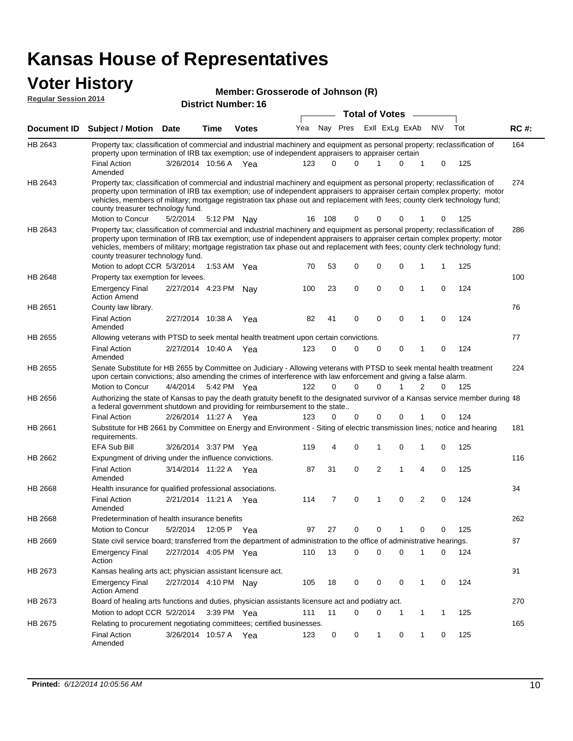# Kansas House of Representatives

## Voter History

**Regular Session 2014**

**Member: Grosserode of Johnson (R)**

**District Number: 16**

| Document ID | Subject / Motion | Date | Time | Votes | Yea | Nay | Pres | ExII | ExLg | ExAb | N\V | Tot | RC #: |
|---|---|---|---|---|---|---|---|---|---|---|---|---|---|
| HB 2643 | Property tax; classification of commercial and industrial machinery and equipment as personal property; reclassification of property upon termination of IRB tax exemption; use of independent appraisers to appraiser certain | | | | | | | | | | | | 164 |
| | Final Action Amended | 3/26/2014 | 10:56 A | Yea | 123 | 0 | 0 | 1 | 0 | 1 | 0 | 125 | |
| HB 2643 | Property tax; classification of commercial and industrial machinery and equipment as personal property; reclassification of property upon termination of IRB tax exemption; use of independent appraisers to appraiser certain complex property; motor vehicles, members of military; mortgage registration tax phase out and replacement with fees; county clerk technology fund; county treasurer technology fund. | | | | | | | | | | | | 274 |
| | Motion to Concur | 5/2/2014 | 5:12 PM | Nay | 16 | 108 | 0 | 0 | 0 | 1 | 0 | 125 | |
| HB 2643 | Property tax; classification of commercial and industrial machinery and equipment as personal property; reclassification of property upon termination of IRB tax exemption; use of independent appraisers to appraiser certain complex property; motor vehicles, members of military; mortgage registration tax phase out and replacement with fees; county clerk technology fund; county treasurer technology fund. | | | | | | | | | | | | 286 |
| | Motion to adopt CCR | 5/3/2014 | 1:53 AM | Yea | 70 | 53 | 0 | 0 | 0 | 1 | 1 | 125 | |
| HB 2648 | Property tax exemption for levees. | | | | | | | | | | | | 100 |
| | Emergency Final Action Amend | 2/27/2014 | 4:23 PM | Nay | 100 | 23 | 0 | 0 | 0 | 1 | 0 | 124 | |
| HB 2651 | County law library. | | | | | | | | | | | | 76 |
| | Final Action Amended | 2/27/2014 | 10:38 A | Yea | 82 | 41 | 0 | 0 | 0 | 1 | 0 | 124 | |
| HB 2655 | Allowing veterans with PTSD to seek mental health treatment upon certain convictions. | | | | | | | | | | | | 77 |
| | Final Action Amended | 2/27/2014 | 10:40 A | Yea | 123 | 0 | 0 | 0 | 0 | 1 | 0 | 124 | |
| HB 2655 | Senate Substitute for HB 2655 by Committee on Judiciary - Allowing veterans with PTSD to seek mental health treatment upon certain convictions; also amending the crimes of interference with law enforcement and giving a false alarm. | | | | | | | | | | | | 224 |
| | Motion to Concur | 4/4/2014 | 5:42 PM | Yea | 122 | 0 | 0 | 0 | 1 | 2 | 0 | 125 | |
| HB 2656 | Authorizing the state of Kansas to pay the death gratuity benefit to the designated survivor of a Kansas service member during a federal government shutdown and providing for reimbursement to the state.. | | | | | | | | | | | | 48 |
| | Final Action | 2/26/2014 | 11:27 A | Yea | 123 | 0 | 0 | 0 | 0 | 1 | 0 | 124 | |
| HB 2661 | Substitute for HB 2661 by Committee on Energy and Environment - Siting of electric transmission lines; notice and hearing requirements. | | | | | | | | | | | | 181 |
| | EFA Sub Bill | 3/26/2014 | 3:37 PM | Yea | 119 | 4 | 0 | 1 | 0 | 1 | 0 | 125 | |
| HB 2662 | Expungment of driving under the influence convictions. | | | | | | | | | | | | 116 |
| | Final Action Amended | 3/14/2014 | 11:22 A | Yea | 87 | 31 | 0 | 2 | 1 | 4 | 0 | 125 | |
| HB 2668 | Health insurance for qualified professional associations. | | | | | | | | | | | | 34 |
| | Final Action Amended | 2/21/2014 | 11:21 A | Yea | 114 | 7 | 0 | 1 | 0 | 2 | 0 | 124 | |
| HB 2668 | Predetermination of health insurance benefits | | | | | | | | | | | | 262 |
| | Motion to Concur | 5/2/2014 | 12:05 P | Yea | 97 | 27 | 0 | 0 | 1 | 0 | 0 | 125 | |
| HB 2669 | State civil service board; transferred from the department of administration to the office of administrative hearings. | | | | | | | | | | | | 87 |
| | Emergency Final Action | 2/27/2014 | 4:05 PM | Yea | 110 | 13 | 0 | 0 | 0 | 1 | 0 | 124 | |
| HB 2673 | Kansas healing arts act; physician assistant licensure act. | | | | | | | | | | | | 91 |
| | Emergency Final Action Amend | 2/27/2014 | 4:10 PM | Nay | 105 | 18 | 0 | 0 | 0 | 1 | 0 | 124 | |
| HB 2673 | Board of healing arts functions and duties, physician assistants licensure act and podiatry act. | | | | | | | | | | | | 270 |
| | Motion to adopt CCR | 5/2/2014 | 3:39 PM | Yea | 111 | 11 | 0 | 0 | 1 | 1 | 1 | 125 | |
| HB 2675 | Relating to procurement negotiating committees; certified businesses. | | | | | | | | | | | | 165 |
| | Final Action Amended | 3/26/2014 | 10:57 A | Yea | 123 | 0 | 0 | 1 | 0 | 1 | 0 | 125 | |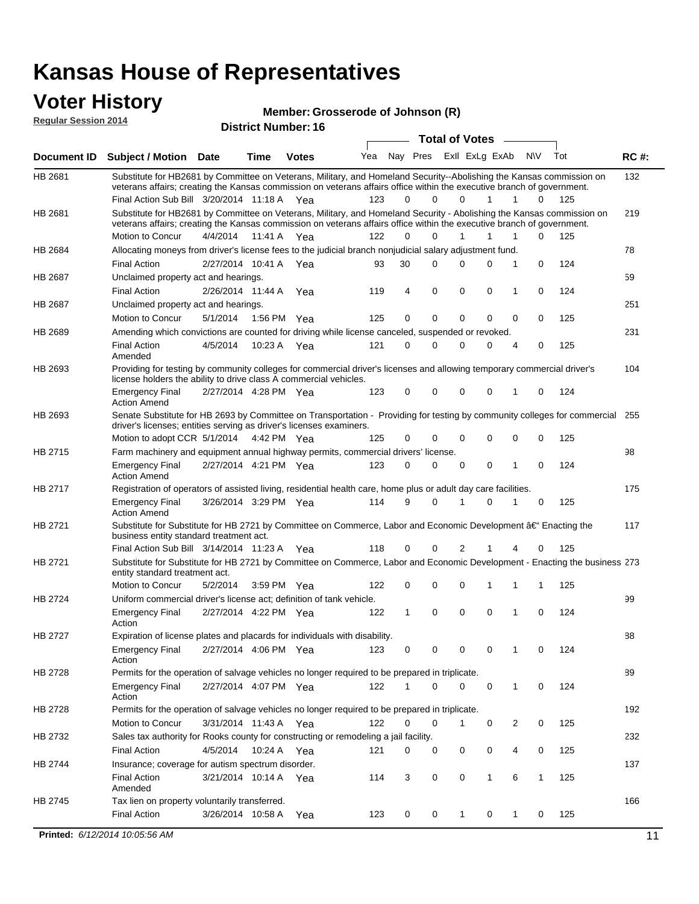# Kansas House of Representatives

## Voter History

**Regular Session 2014**

**Member: Grosserode of Johnson (R)**

**District Number: 16**

| Document ID | Subject / Motion | Date | Time | Votes | Yea | Nay | Pres | ExlI | ExLg | ExAb | N\V | Tot | RC #: |
|---|---|---|---|---|---|---|---|---|---|---|---|---|---|
| HB 2681 | Substitute for HB2681 by Committee on Veterans, Military, and Homeland Security--Abolishing the Kansas commission on veterans affairs; creating the Kansas commission on veterans affairs office within the executive branch of government. | | | | | | | | | | | | 132 |
| | Final Action Sub Bill | 3/20/2014 | 11:18 A | Yea | 123 | 0 | 0 | 0 | 1 | 1 | 0 | 125 | |
| HB 2681 | Substitute for HB2681 by Committee on Veterans, Military, and Homeland Security - Abolishing the Kansas commission on veterans affairs; creating the Kansas commission on veterans affairs office within the executive branch of government. | | | | | | | | | | | | 219 |
| | Motion to Concur | 4/4/2014 | 11:41 A | Yea | 122 | 0 | 0 | 1 | 1 | 1 | 0 | 125 | |
| HB 2684 | Allocating moneys from driver's license fees to the judicial branch nonjudicial salary adjustment fund. | | | | | | | | | | | | 78 |
| | Final Action | 2/27/2014 | 10:41 A | Yea | 93 | 30 | 0 | 0 | 0 | 1 | 0 | 124 | |
| HB 2687 | Unclaimed property act and hearings. | | | | | | | | | | | | 59 |
| | Final Action | 2/26/2014 | 11:44 A | Yea | 119 | 4 | 0 | 0 | 0 | 1 | 0 | 124 | |
| HB 2687 | Unclaimed property act and hearings. | | | | | | | | | | | | 251 |
| | Motion to Concur | 5/1/2014 | 1:56 PM | Yea | 125 | 0 | 0 | 0 | 0 | 0 | 0 | 125 | |
| HB 2689 | Amending which convictions are counted for driving while license canceled, suspended or revoked. | | | | | | | | | | | | 231 |
| | Final Action Amended | 4/5/2014 | 10:23 A | Yea | 121 | 0 | 0 | 0 | 0 | 4 | 0 | 125 | |
| HB 2693 | Providing for testing by community colleges for commercial driver's licenses and allowing temporary commercial driver's license holders the ability to drive class A commercial vehicles. | | | | | | | | | | | | 104 |
| | Emergency Final Action Amend | 2/27/2014 | 4:28 PM | Yea | 123 | 0 | 0 | 0 | 0 | 1 | 0 | 124 | |
| HB 2693 | Senate Substitute for HB 2693 by Committee on Transportation - Providing for testing by community colleges for commercial driver's licenses; entities serving as driver's licenses examiners. | | | | | | | | | | | | 255 |
| | Motion to adopt CCR | 5/1/2014 | 4:42 PM | Yea | 125 | 0 | 0 | 0 | 0 | 0 | 0 | 125 | |
| HB 2715 | Farm machinery and equipment annual highway permits, commercial drivers' license. | | | | | | | | | | | | 98 |
| | Emergency Final Action Amend | 2/27/2014 | 4:21 PM | Yea | 123 | 0 | 0 | 0 | 0 | 1 | 0 | 124 | |
| HB 2717 | Registration of operators of assisted living, residential health care, home plus or adult day care facilities. | | | | | | | | | | | | 175 |
| | Emergency Final Action Amend | 3/26/2014 | 3:29 PM | Yea | 114 | 9 | 0 | 1 | 0 | 1 | 0 | 125 | |
| HB 2721 | Substitute for Substitute for HB 2721 by Committee on Commerce, Labor and Economic Development â€" Enacting the business entity standard treatment act. | | | | | | | | | | | | 117 |
| | Final Action Sub Bill | 3/14/2014 | 11:23 A | Yea | 118 | 0 | 0 | 2 | 1 | 4 | 0 | 125 | |
| HB 2721 | Substitute for Substitute for HB 2721 by Committee on Commerce, Labor and Economic Development - Enacting the business entity standard treatment act. | | | | | | | | | | | | 273 |
| | Motion to Concur | 5/2/2014 | 3:59 PM | Yea | 122 | 0 | 0 | 0 | 1 | 1 | 1 | 125 | |
| HB 2724 | Uniform commercial driver's license act; definition of tank vehicle. | | | | | | | | | | | | 99 |
| | Emergency Final Action | 2/27/2014 | 4:22 PM | Yea | 122 | 1 | 0 | 0 | 0 | 1 | 0 | 124 | |
| HB 2727 | Expiration of license plates and placards for individuals with disability. | | | | | | | | | | | | 88 |
| | Emergency Final Action | 2/27/2014 | 4:06 PM | Yea | 123 | 0 | 0 | 0 | 0 | 1 | 0 | 124 | |
| HB 2728 | Permits for the operation of salvage vehicles no longer required to be prepared in triplicate. | | | | | | | | | | | | 89 |
| | Emergency Final Action | 2/27/2014 | 4:07 PM | Yea | 122 | 1 | 0 | 0 | 0 | 1 | 0 | 124 | |
| HB 2728 | Permits for the operation of salvage vehicles no longer required to be prepared in triplicate. | | | | | | | | | | | | 192 |
| | Motion to Concur | 3/31/2014 | 11:43 A | Yea | 122 | 0 | 0 | 1 | 0 | 2 | 0 | 125 | |
| HB 2732 | Sales tax authority for Rooks county for constructing or remodeling a jail facility. | | | | | | | | | | | | 232 |
| | Final Action | 4/5/2014 | 10:24 A | Yea | 121 | 0 | 0 | 0 | 0 | 4 | 0 | 125 | |
| HB 2744 | Insurance; coverage for autism spectrum disorder. | | | | | | | | | | | | 137 |
| | Final Action Amended | 3/21/2014 | 10:14 A | Yea | 114 | 3 | 0 | 0 | 1 | 6 | 1 | 125 | |
| HB 2745 | Tax lien on property voluntarily transferred. | | | | | | | | | | | | 166 |
| | Final Action | 3/26/2014 | 10:58 A | Yea | 123 | 0 | 0 | 1 | 0 | 1 | 0 | 125 | |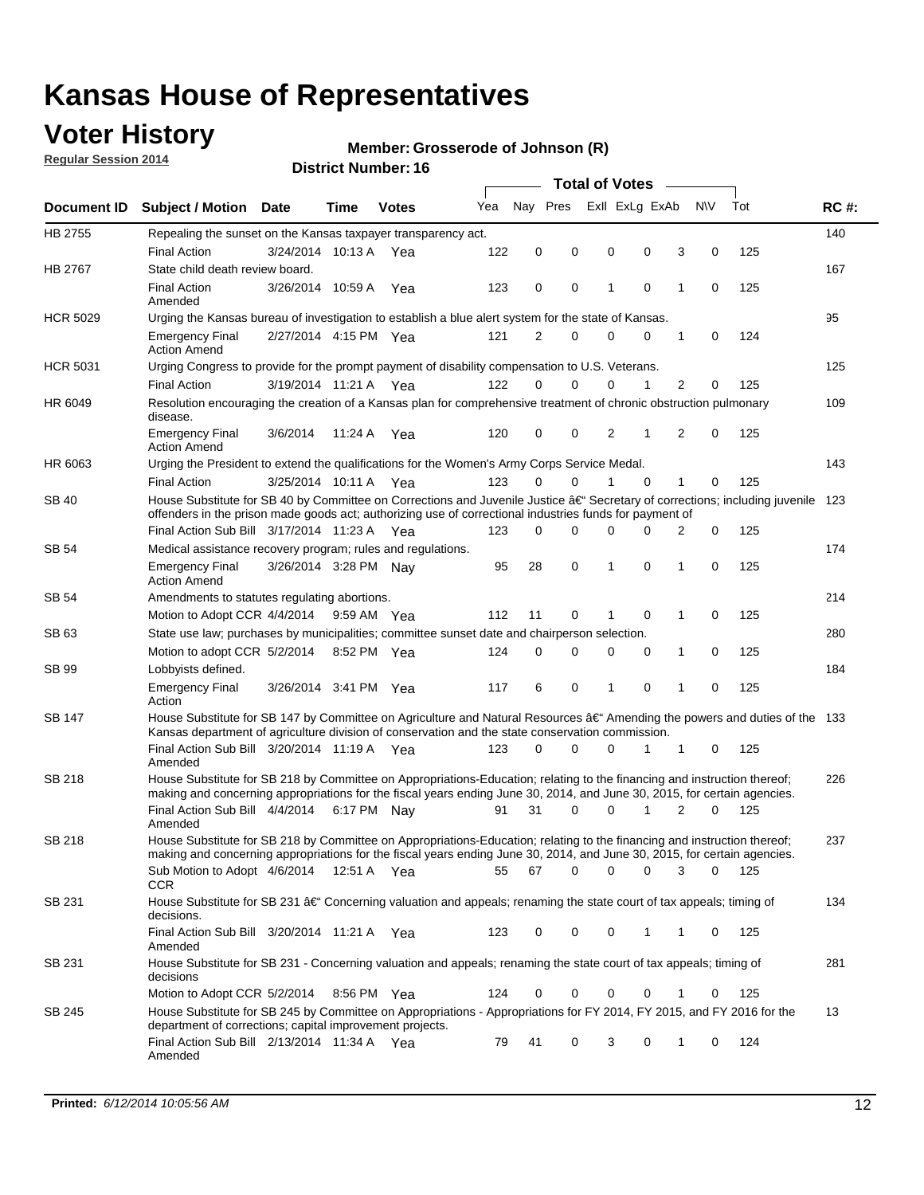# Kansas House of Representatives

## Voter History

**Regular Session 2014**

**Member: Grosserode of Johnson (R)**

**District Number: 16**

| Document ID | Subject / Motion | Date | Time | Votes | Yea | Nay | Pres | ExII | ExLg | ExAb | N\V | Tot | RC #: |
|---|---|---|---|---|---|---|---|---|---|---|---|---|---|
| HB 2755 | Repealing the sunset on the Kansas taxpayer transparency act. | | | | | | | | | | | | 140 |
| | Final Action | 3/24/2014 | 10:13 A | Yea | 122 | 0 | 0 | 0 | 0 | 3 | 0 | 125 | |
| HB 2767 | State child death review board. | | | | | | | | | | | | 167 |
| | Final Action Amended | 3/26/2014 | 10:59 A | Yea | 123 | 0 | 0 | 1 | 0 | 1 | 0 | 125 | |
| HCR 5029 | Urging the Kansas bureau of investigation to establish a blue alert system for the state of Kansas. | | | | | | | | | | | | 95 |
| | Emergency Final Action Amend | 2/27/2014 | 4:15 PM | Yea | 121 | 2 | 0 | 0 | 0 | 1 | 0 | 124 | |
| HCR 5031 | Urging Congress to provide for the prompt payment of disability compensation to U.S. Veterans. | | | | | | | | | | | | 125 |
| | Final Action | 3/19/2014 | 11:21 A | Yea | 122 | 0 | 0 | 0 | 1 | 2 | 0 | 125 | |
| HR 6049 | Resolution encouraging the creation of a Kansas plan for comprehensive treatment of chronic obstruction pulmonary disease. | | | | | | | | | | | | 109 |
| | Emergency Final Action Amend | 3/6/2014 | 11:24 A | Yea | 120 | 0 | 0 | 2 | 1 | 2 | 0 | 125 | |
| HR 6063 | Urging the President to extend the qualifications for the Women's Army Corps Service Medal. | | | | | | | | | | | | 143 |
| | Final Action | 3/25/2014 | 10:11 A | Yea | 123 | 0 | 0 | 1 | 0 | 1 | 0 | 125 | |
| SB 40 | House Substitute for SB 40 by Committee on Corrections and Juvenile Justice â€" Secretary of corrections; including juvenile offenders in the prison made goods act; authorizing use of correctional industries funds for payment of | | | | | | | | | | | | 123 |
| | Final Action Sub Bill | 3/17/2014 | 11:23 A | Yea | 123 | 0 | 0 | 0 | 0 | 2 | 0 | 125 | |
| SB 54 | Medical assistance recovery program; rules and regulations. | | | | | | | | | | | | 174 |
| | Emergency Final Action Amend | 3/26/2014 | 3:28 PM | Nay | 95 | 28 | 0 | 1 | 0 | 1 | 0 | 125 | |
| SB 54 | Amendments to statutes regulating abortions. | | | | | | | | | | | | 214 |
| | Motion to Adopt CCR | 4/4/2014 | 9:59 AM | Yea | 112 | 11 | 0 | 1 | 0 | 1 | 0 | 125 | |
| SB 63 | State use law; purchases by municipalities; committee sunset date and chairperson selection. | | | | | | | | | | | | 280 |
| | Motion to adopt CCR | 5/2/2014 | 8:52 PM | Yea | 124 | 0 | 0 | 0 | 0 | 1 | 0 | 125 | |
| SB 99 | Lobbyists defined. | | | | | | | | | | | | 184 |
| | Emergency Final Action | 3/26/2014 | 3:41 PM | Yea | 117 | 6 | 0 | 1 | 0 | 1 | 0 | 125 | |
| SB 147 | House Substitute for SB 147 by Committee on Agriculture and Natural Resources â€" Amending the powers and duties of the Kansas department of agriculture division of conservation and the state conservation commission. | | | | | | | | | | | | 133 |
| | Final Action Sub Bill Amended | 3/20/2014 | 11:19 A | Yea | 123 | 0 | 0 | 0 | 1 | 1 | 0 | 125 | |
| SB 218 | House Substitute for SB 218 by Committee on Appropriations-Education; relating to the financing and instruction thereof; making and concerning appropriations for the fiscal years ending June 30, 2014, and June 30, 2015, for certain agencies. | | | | | | | | | | | | 226 |
| | Final Action Sub Bill Amended | 4/4/2014 | 6:17 PM | Nay | 91 | 31 | 0 | 0 | 1 | 2 | 0 | 125 | |
| SB 218 | House Substitute for SB 218 by Committee on Appropriations-Education; relating to the financing and instruction thereof; making and concerning appropriations for the fiscal years ending June 30, 2014, and June 30, 2015, for certain agencies. | | | | | | | | | | | | 237 |
| | Sub Motion to Adopt CCR | 4/6/2014 | 12:51 A | Yea | 55 | 67 | 0 | 0 | 0 | 3 | 0 | 125 | |
| SB 231 | House Substitute for SB 231 â€" Concerning valuation and appeals; renaming the state court of tax appeals; timing of decisions. | | | | | | | | | | | | 134 |
| | Final Action Sub Bill Amended | 3/20/2014 | 11:21 A | Yea | 123 | 0 | 0 | 0 | 1 | 1 | 0 | 125 | |
| SB 231 | House Substitute for SB 231 - Concerning valuation and appeals; renaming the state court of tax appeals; timing of decisions | | | | | | | | | | | | 281 |
| | Motion to Adopt CCR | 5/2/2014 | 8:56 PM | Yea | 124 | 0 | 0 | 0 | 0 | 1 | 0 | 125 | |
| SB 245 | House Substitute for SB 245 by Committee on Appropriations - Appropriations for FY 2014, FY 2015, and FY 2016 for the department of corrections; capital improvement projects. | | | | | | | | | | | | 13 |
| | Final Action Sub Bill Amended | 2/13/2014 | 11:34 A | Yea | 79 | 41 | 0 | 3 | 0 | 1 | 0 | 124 | |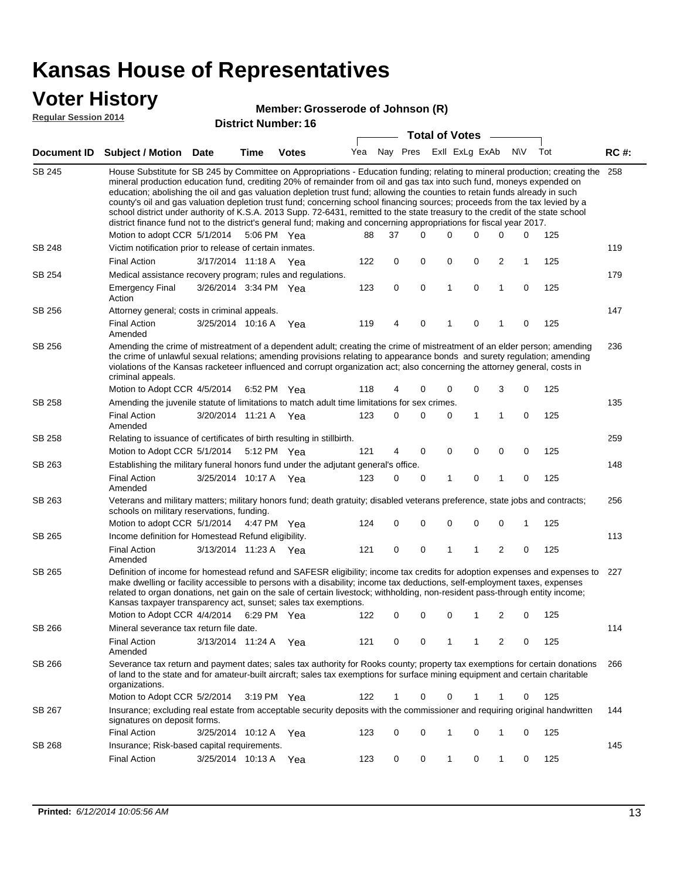# Kansas House of Representatives

## Voter History

**Regular Session 2014**

**Member: Grosserode of Johnson (R)**

**District Number: 16**

| Document ID | Subject / Motion | Date | Time | Votes | Yea | Nay | Pres | ExII | ExLg | ExAb | N\V | Tot | RC #: |
|---|---|---|---|---|---|---|---|---|---|---|---|---|---|
| SB 245 | House Substitute for SB 245 by Committee on Appropriations - Education funding; relating to mineral production; creating the mineral production education fund, crediting 20% of remainder from oil and gas tax into such fund, moneys expended on education; abolishing the oil and gas valuation depletion trust fund; allowing the counties to retain funds already in such county's oil and gas valuation depletion trust fund; concerning school financing sources; proceeds from the tax levied by a school district under authority of K.S.A. 2013 Supp. 72-6431, remitted to the state treasury to the credit of the state school district finance fund not to the district's general fund; making and concerning appropriations for fiscal year 2017. | | | | | | | | | | | | 258 |
| | Motion to adopt CCR | 5/1/2014 | 5:06 PM | Yea | 88 | 37 | 0 | 0 | 0 | 0 | 0 | 125 | |
| SB 248 | Victim notification prior to release of certain inmates. | | | | | | | | | | | | 119 |
| | Final Action | 3/17/2014 | 11:18 A | Yea | 122 | 0 | 0 | 0 | 0 | 2 | 1 | 125 | |
| SB 254 | Medical assistance recovery program; rules and regulations. | | | | | | | | | | | | 179 |
| | Emergency Final Action | 3/26/2014 | 3:34 PM | Yea | 123 | 0 | 0 | 1 | 0 | 1 | 0 | 125 | |
| SB 256 | Attorney general; costs in criminal appeals. | | | | | | | | | | | | 147 |
| | Final Action Amended | 3/25/2014 | 10:16 A | Yea | 119 | 4 | 0 | 1 | 0 | 1 | 0 | 125 | |
| SB 256 | Amending the crime of mistreatment of a dependent adult; creating the crime of mistreatment of an elder person; amending the crime of unlawful sexual relations; amending provisions relating to appearance bonds and surety regulation; amending violations of the Kansas racketeer influenced and corrupt organization act; also concerning the attorney general, costs in criminal appeals. | | | | | | | | | | | | 236 |
| | Motion to Adopt CCR | 4/5/2014 | 6:52 PM | Yea | 118 | 4 | 0 | 0 | 0 | 3 | 0 | 125 | |
| SB 258 | Amending the juvenile statute of limitations to match adult time limitations for sex crimes. | | | | | | | | | | | | 135 |
| | Final Action Amended | 3/20/2014 | 11:21 A | Yea | 123 | 0 | 0 | 0 | 1 | 1 | 0 | 125 | |
| SB 258 | Relating to issuance of certificates of birth resulting in stillbirth. | | | | | | | | | | | | 259 |
| | Motion to Adopt CCR | 5/1/2014 | 5:12 PM | Yea | 121 | 4 | 0 | 0 | 0 | 0 | 0 | 125 | |
| SB 263 | Establishing the military funeral honors fund under the adjutant general's office. | | | | | | | | | | | | 148 |
| | Final Action Amended | 3/25/2014 | 10:17 A | Yea | 123 | 0 | 0 | 1 | 0 | 1 | 0 | 125 | |
| SB 263 | Veterans and military matters; military honors fund; death gratuity; disabled veterans preference, state jobs and contracts; schools on military reservations, funding. | | | | | | | | | | | | 256 |
| | Motion to adopt CCR | 5/1/2014 | 4:47 PM | Yea | 124 | 0 | 0 | 0 | 0 | 0 | 1 | 125 | |
| SB 265 | Income definition for Homestead Refund eligibility. | | | | | | | | | | | | 113 |
| | Final Action Amended | 3/13/2014 | 11:23 A | Yea | 121 | 0 | 0 | 1 | 1 | 2 | 0 | 125 | |
| SB 265 | Definition of income for homestead refund and SAFESR eligibility; income tax credits for adoption expenses and expenses to make dwelling or facility accessible to persons with a disability; income tax deductions, self-employment taxes, expenses related to organ donations, net gain on the sale of certain livestock; withholding, non-resident pass-through entity income; Kansas taxpayer transparency act, sunset; sales tax exemptions. | | | | | | | | | | | | 227 |
| | Motion to Adopt CCR | 4/4/2014 | 6:29 PM | Yea | 122 | 0 | 0 | 0 | 1 | 2 | 0 | 125 | |
| SB 266 | Mineral severance tax return file date. | | | | | | | | | | | | 114 |
| | Final Action Amended | 3/13/2014 | 11:24 A | Yea | 121 | 0 | 0 | 1 | 1 | 2 | 0 | 125 | |
| SB 266 | Severance tax return and payment dates; sales tax authority for Rooks county; property tax exemptions for certain donations of land to the state and for amateur-built aircraft; sales tax exemptions for surface mining equipment and certain charitable organizations. | | | | | | | | | | | | 266 |
| | Motion to Adopt CCR | 5/2/2014 | 3:19 PM | Yea | 122 | 1 | 0 | 0 | 1 | 1 | 0 | 125 | |
| SB 267 | Insurance; excluding real estate from acceptable security deposits with the commissioner and requiring original handwritten signatures on deposit forms. | | | | | | | | | | | | 144 |
| | Final Action | 3/25/2014 | 10:12 A | Yea | 123 | 0 | 0 | 1 | 0 | 1 | 0 | 125 | |
| SB 268 | Insurance; Risk-based capital requirements. | | | | | | | | | | | | 145 |
| | Final Action | 3/25/2014 | 10:13 A | Yea | 123 | 0 | 0 | 1 | 0 | 1 | 0 | 125 | |

**Printed:** *6/12/2014 10:05:56 AM*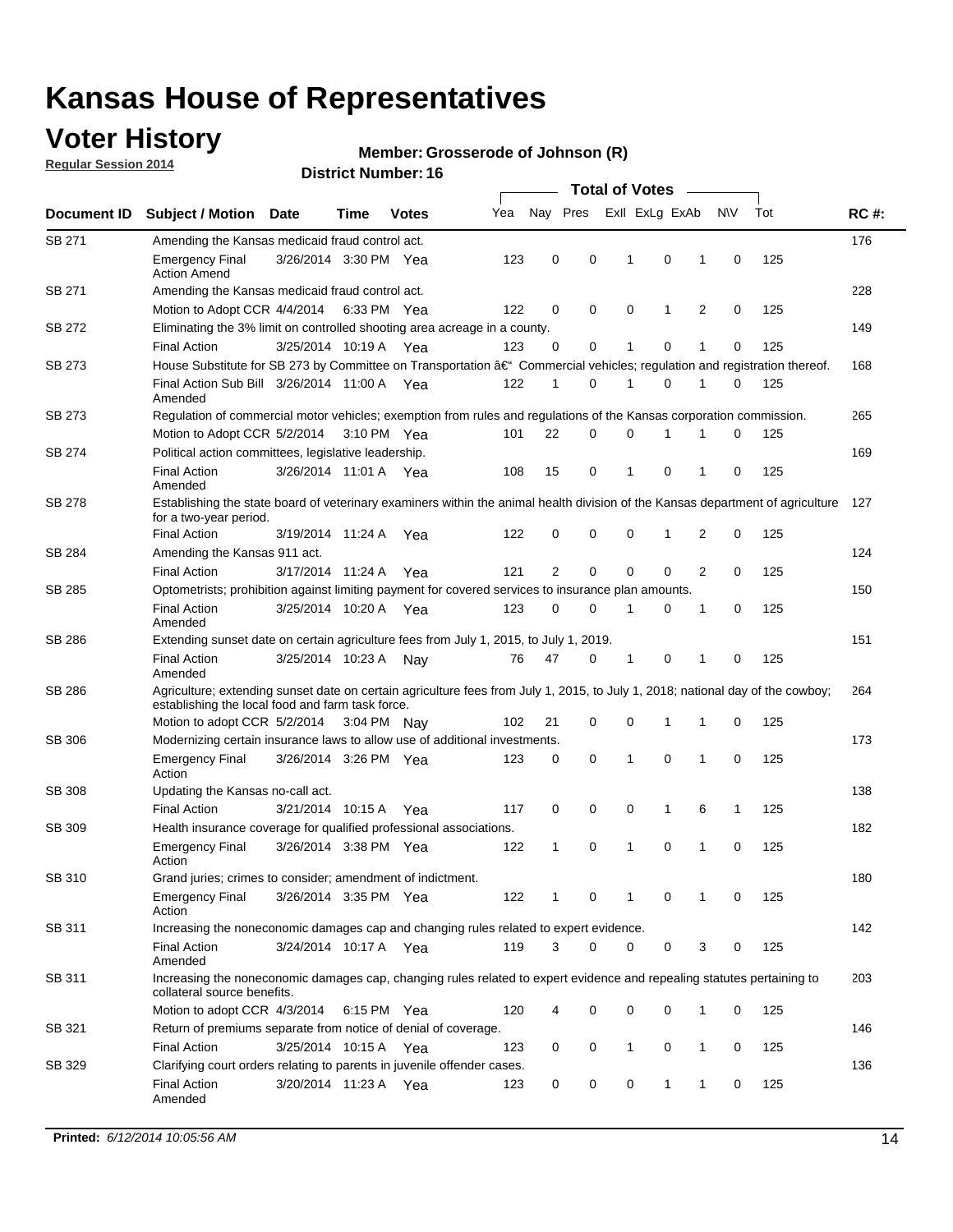# Kansas House of Representatives

## Voter History

**Regular Session 2014**

**Member: Grosserode of Johnson (R)**

**District Number: 16**

| Document ID | Subject / Motion | Date | Time | Votes | Yea | Nay | Pres | ExII | ExLg | ExAb | N\V | Tot | RC #: |
|---|---|---|---|---|---|---|---|---|---|---|---|---|---|
| SB 271 | Amending the Kansas medicaid fraud control act. | | | | | | | | | | | | 176 |
| | Emergency Final Action Amend | 3/26/2014 | 3:30 PM | Yea | 123 | 0 | 0 | 1 | 0 | 1 | 0 | 125 | |
| SB 271 | Amending the Kansas medicaid fraud control act. | | | | | | | | | | | | 228 |
| | Motion to Adopt CCR | 4/4/2014 | 6:33 PM | Yea | 122 | 0 | 0 | 0 | 1 | 2 | 0 | 125 | |
| SB 272 | Eliminating the 3% limit on controlled shooting area acreage in a county. | | | | | | | | | | | | 149 |
| | Final Action | 3/25/2014 | 10:19 A | Yea | 123 | 0 | 0 | 1 | 0 | 1 | 0 | 125 | |
| SB 273 | House Substitute for SB 273 by Committee on Transportation â€" Commercial vehicles; regulation and registration thereof. | | | | | | | | | | | | 168 |
| | Final Action Sub Bill Amended | 3/26/2014 | 11:00 A | Yea | 122 | 1 | 0 | 1 | 0 | 1 | 0 | 125 | |
| SB 273 | Regulation of commercial motor vehicles; exemption from rules and regulations of the Kansas corporation commission. | | | | | | | | | | | | 265 |
| | Motion to Adopt CCR | 5/2/2014 | 3:10 PM | Yea | 101 | 22 | 0 | 0 | 1 | 1 | 0 | 125 | |
| SB 274 | Political action committees, legislative leadership. | | | | | | | | | | | | 169 |
| | Final Action Amended | 3/26/2014 | 11:01 A | Yea | 108 | 15 | 0 | 1 | 0 | 1 | 0 | 125 | |
| SB 278 | Establishing the state board of veterinary examiners within the animal health division of the Kansas department of agriculture for a two-year period. | | | | | | | | | | | | 127 |
| | Final Action | 3/19/2014 | 11:24 A | Yea | 122 | 0 | 0 | 0 | 1 | 2 | 0 | 125 | |
| SB 284 | Amending the Kansas 911 act. | | | | | | | | | | | | 124 |
| | Final Action | 3/17/2014 | 11:24 A | Yea | 121 | 2 | 0 | 0 | 0 | 2 | 0 | 125 | |
| SB 285 | Optometrists; prohibition against limiting payment for covered services to insurance plan amounts. | | | | | | | | | | | | 150 |
| | Final Action Amended | 3/25/2014 | 10:20 A | Yea | 123 | 0 | 0 | 1 | 0 | 1 | 0 | 125 | |
| SB 286 | Extending sunset date on certain agriculture fees from July 1, 2015, to July 1, 2019. | | | | | | | | | | | | 151 |
| | Final Action Amended | 3/25/2014 | 10:23 A | Nay | 76 | 47 | 0 | 1 | 0 | 1 | 0 | 125 | |
| SB 286 | Agriculture; extending sunset date on certain agriculture fees from July 1, 2015, to July 1, 2018; national day of the cowboy; establishing the local food and farm task force. | | | | | | | | | | | | 264 |
| | Motion to adopt CCR | 5/2/2014 | 3:04 PM | Nay | 102 | 21 | 0 | 0 | 1 | 1 | 0 | 125 | |
| SB 306 | Modernizing certain insurance laws to allow use of additional investments. | | | | | | | | | | | | 173 |
| | Emergency Final Action | 3/26/2014 | 3:26 PM | Yea | 123 | 0 | 0 | 1 | 0 | 1 | 0 | 125 | |
| SB 308 | Updating the Kansas no-call act. | | | | | | | | | | | | 138 |
| | Final Action | 3/21/2014 | 10:15 A | Yea | 117 | 0 | 0 | 0 | 1 | 6 | 1 | 125 | |
| SB 309 | Health insurance coverage for qualified professional associations. | | | | | | | | | | | | 182 |
| | Emergency Final Action | 3/26/2014 | 3:38 PM | Yea | 122 | 1 | 0 | 1 | 0 | 1 | 0 | 125 | |
| SB 310 | Grand juries; crimes to consider; amendment of indictment. | | | | | | | | | | | | 180 |
| | Emergency Final Action | 3/26/2014 | 3:35 PM | Yea | 122 | 1 | 0 | 1 | 0 | 1 | 0 | 125 | |
| SB 311 | Increasing the noneconomic damages cap and changing rules related to expert evidence. | | | | | | | | | | | | 142 |
| | Final Action Amended | 3/24/2014 | 10:17 A | Yea | 119 | 3 | 0 | 0 | 0 | 3 | 0 | 125 | |
| SB 311 | Increasing the noneconomic damages cap, changing rules related to expert evidence and repealing statutes pertaining to collateral source benefits. | | | | | | | | | | | | 203 |
| | Motion to adopt CCR | 4/3/2014 | 6:15 PM | Yea | 120 | 4 | 0 | 0 | 0 | 1 | 0 | 125 | |
| SB 321 | Return of premiums separate from notice of denial of coverage. | | | | | | | | | | | | 146 |
| | Final Action | 3/25/2014 | 10:15 A | Yea | 123 | 0 | 0 | 1 | 0 | 1 | 0 | 125 | |
| SB 329 | Clarifying court orders relating to parents in juvenile offender cases. | | | | | | | | | | | | 136 |
| | Final Action Amended | 3/20/2014 | 11:23 A | Yea | 123 | 0 | 0 | 0 | 1 | 1 | 0 | 125 | |

**Printed:** *6/12/2014 10:05:56 AM*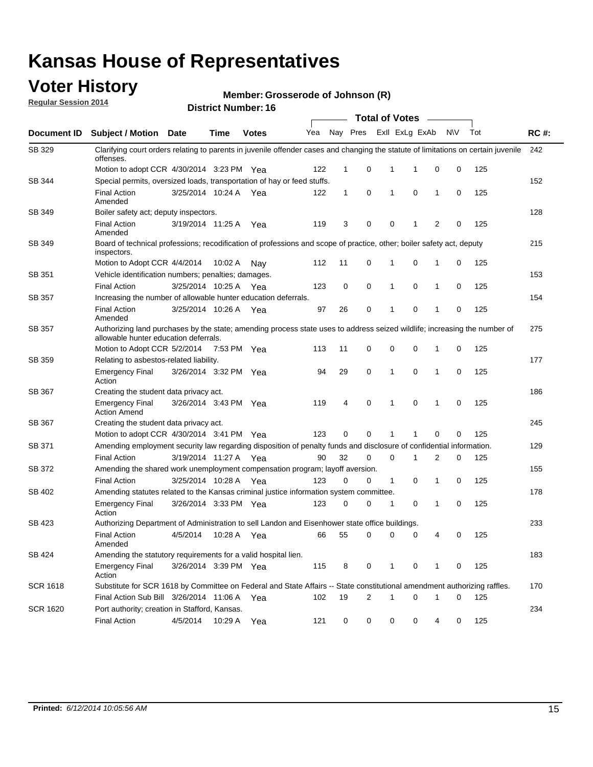# Kansas House of Representatives

## Voter History

**Regular Session 2014**

**Member: Grosserode of Johnson (R)**

**District Number: 16**

| Document ID | Subject / Motion | Date | Time | Votes | Yea | Nay | Pres | ExII | ExLg | ExAb | N\V | Tot | RC #: |
|---|---|---|---|---|---|---|---|---|---|---|---|---|---|
| SB 329 | Clarifying court orders relating to parents in juvenile offender cases and changing the statute of limitations on certain juvenile offenses. | | | | | | | | | | | | 242 |
| | Motion to adopt CCR | 4/30/2014 | 3:23 PM | Yea | 122 | 1 | 0 | 1 | 1 | 0 | 0 | 125 | |
| SB 344 | Special permits, oversized loads, transportation of hay or feed stuffs. | | | | | | | | | | | | 152 |
| | Final Action Amended | 3/25/2014 | 10:24 A | Yea | 122 | 1 | 0 | 1 | 0 | 1 | 0 | 125 | |
| SB 349 | Boiler safety act; deputy inspectors. | | | | | | | | | | | | 128 |
| | Final Action Amended | 3/19/2014 | 11:25 A | Yea | 119 | 3 | 0 | 0 | 1 | 2 | 0 | 125 | |
| SB 349 | Board of technical professions; recodification of professions and scope of practice, other; boiler safety act, deputy inspectors. | | | | | | | | | | | | 215 |
| | Motion to Adopt CCR | 4/4/2014 | 10:02 A | Nay | 112 | 11 | 0 | 1 | 0 | 1 | 0 | 125 | |
| SB 351 | Vehicle identification numbers; penalties; damages. | | | | | | | | | | | | 153 |
| | Final Action | 3/25/2014 | 10:25 A | Yea | 123 | 0 | 0 | 1 | 0 | 1 | 0 | 125 | |
| SB 357 | Increasing the number of allowable hunter education deferrals. | | | | | | | | | | | | 154 |
| | Final Action Amended | 3/25/2014 | 10:26 A | Yea | 97 | 26 | 0 | 1 | 0 | 1 | 0 | 125 | |
| SB 357 | Authorizing land purchases by the state; amending process state uses to address seized wildlife; increasing the number of allowable hunter education deferrals. | | | | | | | | | | | | 275 |
| | Motion to Adopt CCR | 5/2/2014 | 7:53 PM | Yea | 113 | 11 | 0 | 0 | 0 | 1 | 0 | 125 | |
| SB 359 | Relating to asbestos-related liability. | | | | | | | | | | | | 177 |
| | Emergency Final Action | 3/26/2014 | 3:32 PM | Yea | 94 | 29 | 0 | 1 | 0 | 1 | 0 | 125 | |
| SB 367 | Creating the student data privacy act. | | | | | | | | | | | | 186 |
| | Emergency Final Action Amend | 3/26/2014 | 3:43 PM | Yea | 119 | 4 | 0 | 1 | 0 | 1 | 0 | 125 | |
| SB 367 | Creating the student data privacy act. | | | | | | | | | | | | 245 |
| | Motion to adopt CCR | 4/30/2014 | 3:41 PM | Yea | 123 | 0 | 0 | 1 | 1 | 0 | 0 | 125 | |
| SB 371 | Amending employment security law regarding disposition of penalty funds and disclosure of confidential information. | | | | | | | | | | | | 129 |
| | Final Action | 3/19/2014 | 11:27 A | Yea | 90 | 32 | 0 | 0 | 1 | 2 | 0 | 125 | |
| SB 372 | Amending the shared work unemployment compensation program; layoff aversion. | | | | | | | | | | | | 155 |
| | Final Action | 3/25/2014 | 10:28 A | Yea | 123 | 0 | 0 | 1 | 0 | 1 | 0 | 125 | |
| SB 402 | Amending statutes related to the Kansas criminal justice information system committee. | | | | | | | | | | | | 178 |
| | Emergency Final Action | 3/26/2014 | 3:33 PM | Yea | 123 | 0 | 0 | 1 | 0 | 1 | 0 | 125 | |
| SB 423 | Authorizing Department of Administration to sell Landon and Eisenhower state office buildings. | | | | | | | | | | | | 233 |
| | Final Action Amended | 4/5/2014 | 10:28 A | Yea | 66 | 55 | 0 | 0 | 0 | 4 | 0 | 125 | |
| SB 424 | Amending the statutory requirements for a valid hospital lien. | | | | | | | | | | | | 183 |
| | Emergency Final Action | 3/26/2014 | 3:39 PM | Yea | 115 | 8 | 0 | 1 | 0 | 1 | 0 | 125 | |
| SCR 1618 | Substitute for SCR 1618 by Committee on Federal and State Affairs -- State constitutional amendment authorizing raffles. | | | | | | | | | | | | 170 |
| | Final Action Sub Bill | 3/26/2014 | 11:06 A | Yea | 102 | 19 | 2 | 1 | 0 | 1 | 0 | 125 | |
| SCR 1620 | Port authority; creation in Stafford, Kansas. | | | | | | | | | | | | 234 |
| | Final Action | 4/5/2014 | 10:29 A | Yea | 121 | 0 | 0 | 0 | 0 | 4 | 0 | 125 | |

**Printed:** *6/12/2014 10:05:56 AM*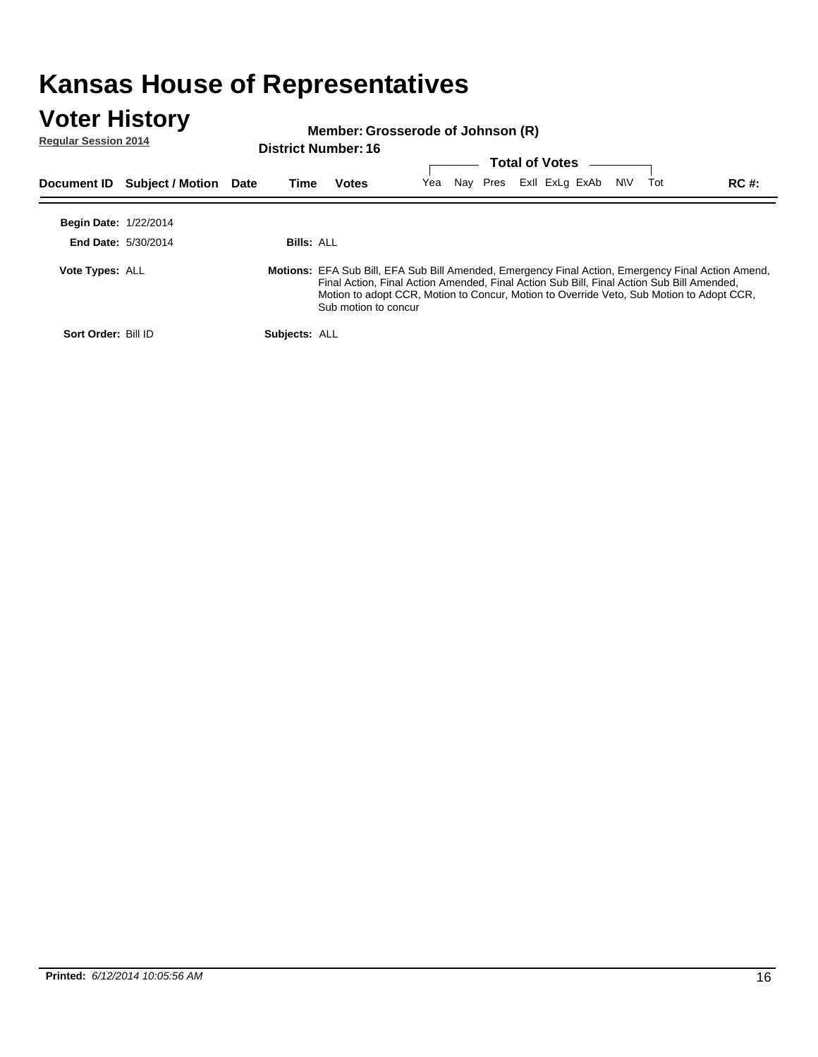# Kansas House of Representatives

## Voter History

**Regular Session 2014**

**Member: Grosserode of Johnson (R)**

**District Number: 16**

| Document ID | Subject / Motion | Date | Time | Votes | Total of Votes | | | | | | | | RC #: |
|---|---|---|---|---|---|---|---|---|---|---|---|---|---|
| | | | | | Yea | Nay | Pres | ExII | ExLg | ExAb | N\V | Tot | |

**Begin Date:** 1/22/2014

**End Date:** 5/30/2014

**Bills:** ALL

**Vote Types:** ALL

**Motions:** EFA Sub Bill, EFA Sub Bill Amended, Emergency Final Action, Emergency Final Action Amend, Final Action, Final Action Amended, Final Action Sub Bill, Final Action Sub Bill Amended, Motion to adopt CCR, Motion to Concur, Motion to Override Veto, Sub Motion to Adopt CCR, Sub motion to concur

**Sort Order:** Bill ID

**Subjects:** ALL

**Printed:** *6/12/2014 10:05:56 AM*